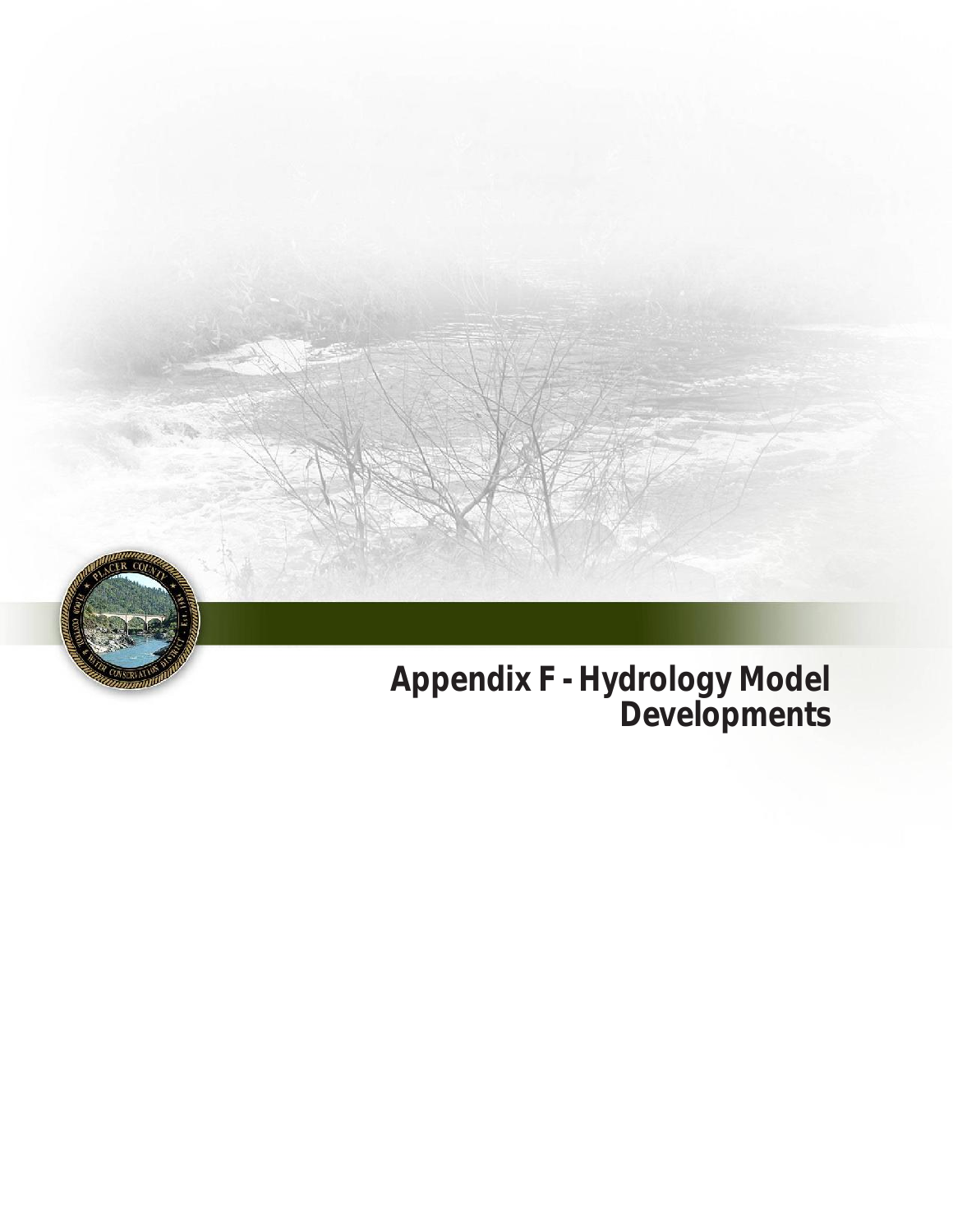# Appendix F - Hydrology Model Developments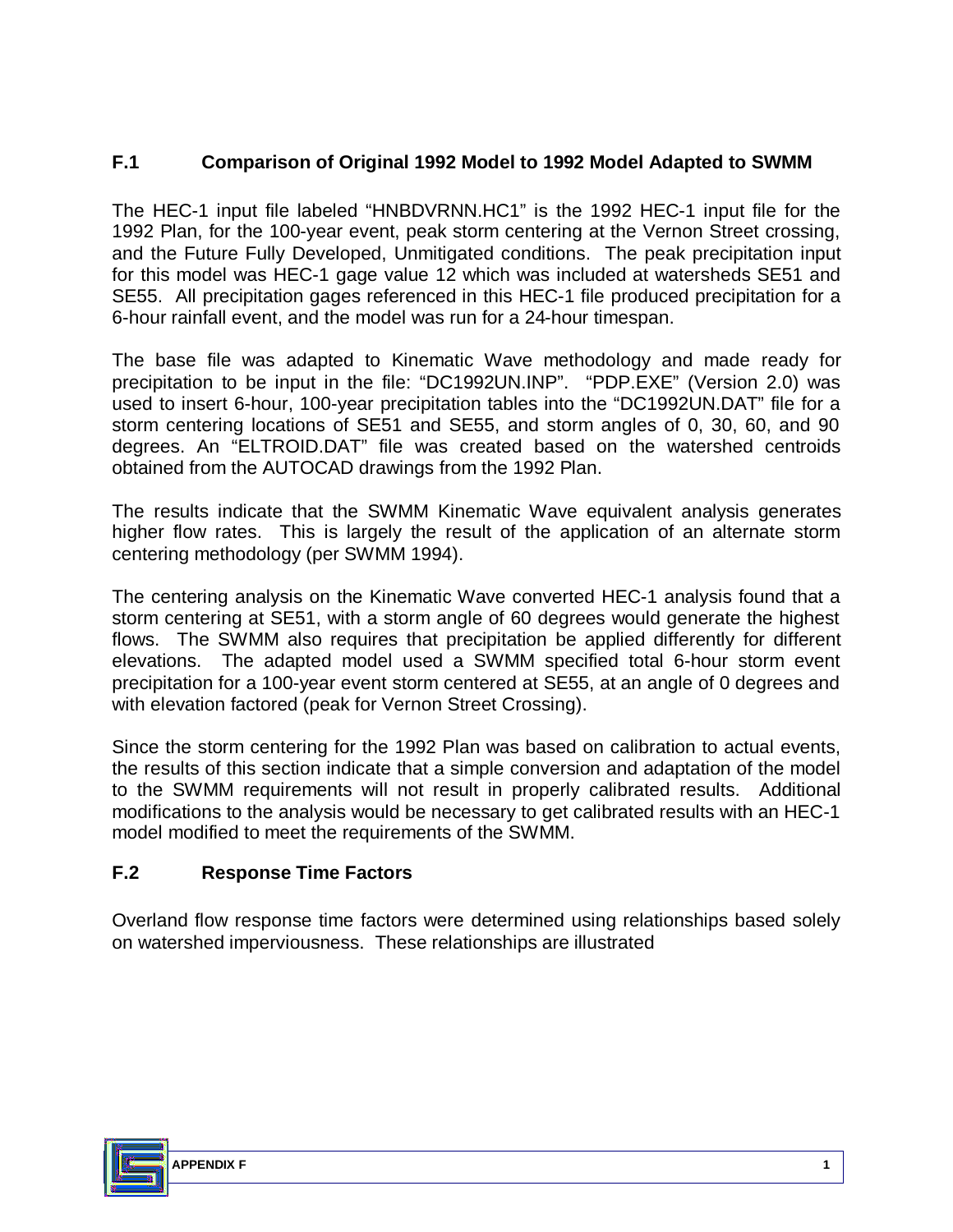## F.1 Comparison of Original 1992 Model to 1992 Model Adapted to SWMM

The HEC-1 input file labeled "HNBDVRNN.HC1" is the 1992 HEC-1 input file for the 1992 Plan, for the 100-year event, peak storm centering at the Vernon Street crossing, and the Future Fully Developed, Unmitigated conditions. The peak precipitation input for this model was HEC-1 gage value 12 which was included at watersheds SE51 and SE55. All precipitation gages referenced in this HEC-1 file produced precipitation for a 6-hour rainfall event, and the model was run for a 24-hour timespan.

The base file was adapted to Kinematic Wave methodology and made ready for precipitation to be input in the file: "DC1992UN.INP". "PDP.EXE" (Version 2.0) was used to insert 6-hour, 100-year precipitation tables into the "DC1992UN.DAT" file for a storm centering locations of SE51 and SE55, and storm angles of 0, 30, 60, and 90 degrees. An "ELTROID.DAT" file was created based on the watershed centroids obtained from the AUTOCAD drawings from the 1992 Plan.

The results indicate that the SWMM Kinematic Wave equivalent analysis generates higher flow rates. This is largely the result of the application of an alternate storm centering methodology (per SWMM 1994).

The centering analysis on the Kinematic Wave converted HEC-1 analysis found that a storm centering at SE51, with a storm angle of 60 degrees would generate the highest flows. The SWMM also requires that precipitation be applied differently for different elevations. The adapted model used a SWMM specified total 6-hour storm event precipitation for a 100-year event storm centered at SE55, at an angle of 0 degrees and with elevation factored (peak for Vernon Street Crossing).

Since the storm centering for the 1992 Plan was based on calibration to actual events, the results of this section indicate that a simple conversion and adaptation of the model to the SWMM requirements will not result in properly calibrated results. Additional modifications to the analysis would be necessary to get calibrated results with an HEC-1 model modified to meet the requirements of the SWMM.

## F.2 Response Time Factors

Overland flow response time factors were determined using relationships based solely on watershed imperviousness. These relationships are illustrated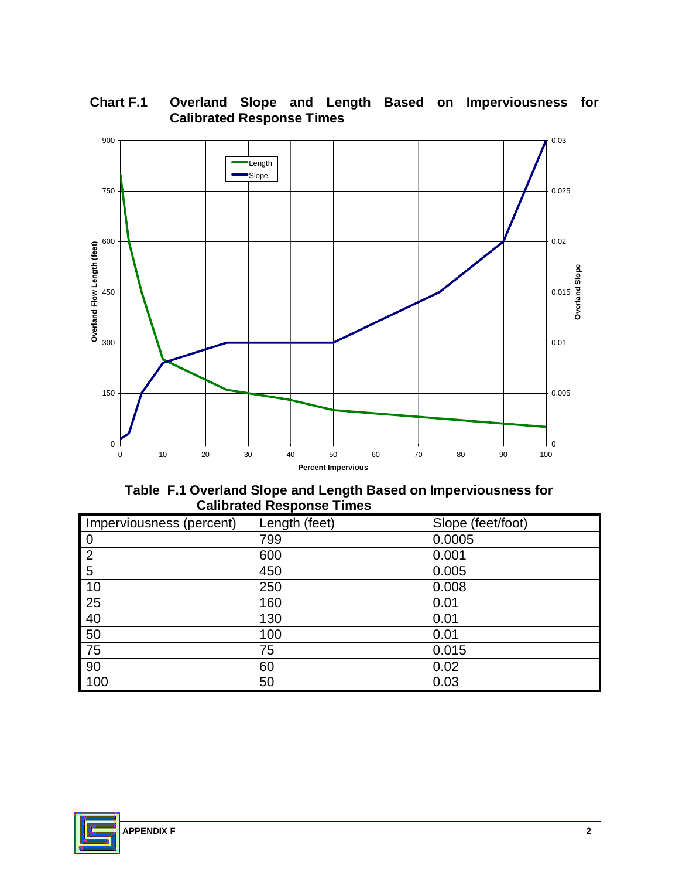**Chart F.1 Overland Slope and Length Based on Imperviousness for Calibrated Response Times**

**Table F.1 Overland Slope and Length Based on Imperviousness for Calibrated Response Times**

| Imperviousness (percent) | Length (feet) | Slope (feet/foot) |
|---|---|---|
| 0 | 799 | 0.0005 |
| 2 | 600 | 0.001 |
| 5 | 450 | 0.005 |
| 10 | 250 | 0.008 |
| 25 | 160 | 0.01 |
| 40 | 130 | 0.01 |
| 50 | 100 | 0.01 |
| 75 | 75 | 0.015 |
| 90 | 60 | 0.02 |
| 100 | 50 | 0.03 |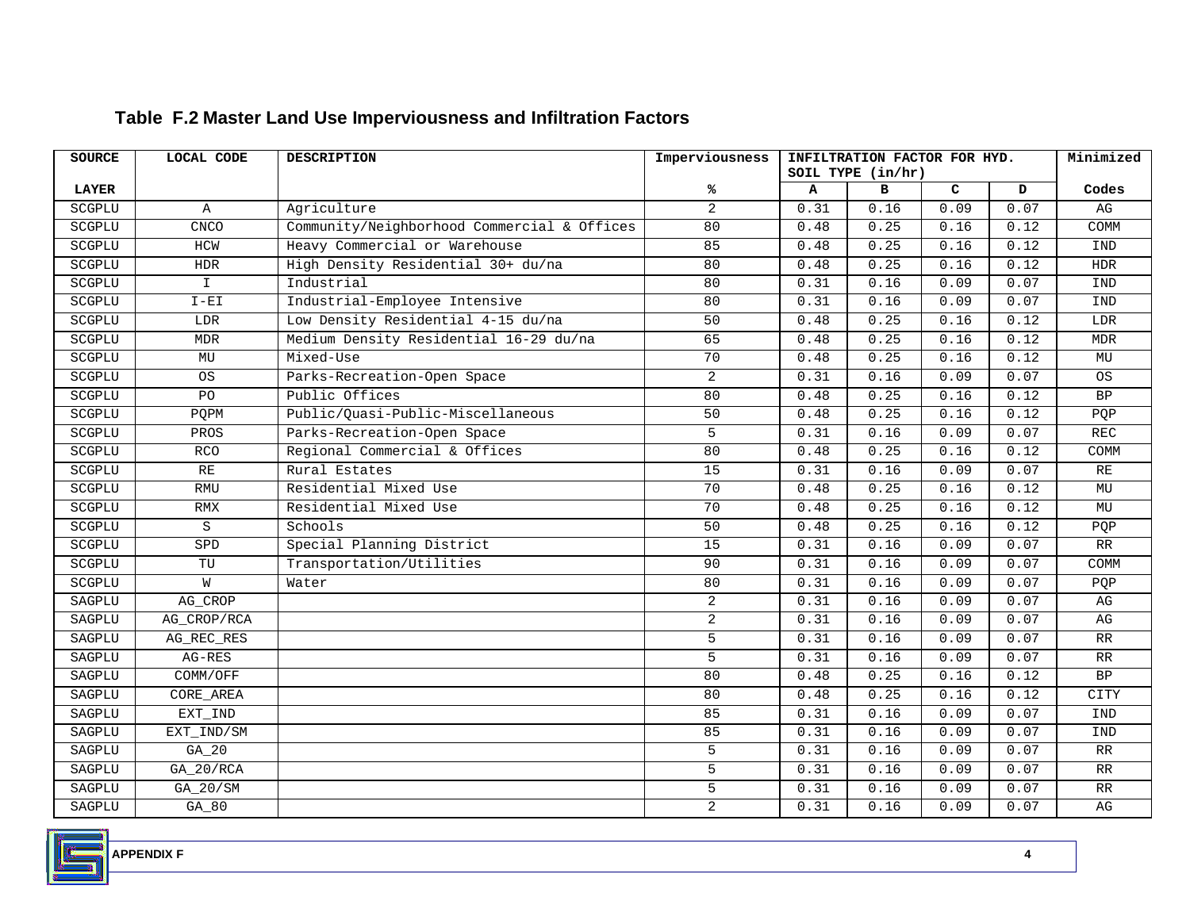## Table F.2 Master Land Use Imperviousness and Infiltration Factors

| SOURCE | LOCAL CODE | DESCRIPTION | Imperviousness | INFILTRATION FACTOR FOR HYD. SOIL TYPE (in/hr) | | | | Minimized |
|---|---|---|---|---|---|---|---|---|
| LAYER | | | % | A | B | C | D | Codes |
| SCGPLU | A | Agriculture | 2 | 0.31 | 0.16 | 0.09 | 0.07 | AG |
| SCGPLU | CNCO | Community/Neighborhood Commercial & Offices | 80 | 0.48 | 0.25 | 0.16 | 0.12 | COMM |
| SCGPLU | HCW | Heavy Commercial or Warehouse | 85 | 0.48 | 0.25 | 0.16 | 0.12 | IND |
| SCGPLU | HDR | High Density Residential 30+ du/na | 80 | 0.48 | 0.25 | 0.16 | 0.12 | HDR |
| SCGPLU | I | Industrial | 80 | 0.31 | 0.16 | 0.09 | 0.07 | IND |
| SCGPLU | I-EI | Industrial-Employee Intensive | 80 | 0.31 | 0.16 | 0.09 | 0.07 | IND |
| SCGPLU | LDR | Low Density Residential 4-15 du/na | 50 | 0.48 | 0.25 | 0.16 | 0.12 | LDR |
| SCGPLU | MDR | Medium Density Residential 16-29 du/na | 65 | 0.48 | 0.25 | 0.16 | 0.12 | MDR |
| SCGPLU | MU | Mixed-Use | 70 | 0.48 | 0.25 | 0.16 | 0.12 | MU |
| SCGPLU | OS | Parks-Recreation-Open Space | 2 | 0.31 | 0.16 | 0.09 | 0.07 | OS |
| SCGPLU | PO | Public Offices | 80 | 0.48 | 0.25 | 0.16 | 0.12 | BP |
| SCGPLU | PQPM | Public/Quasi-Public-Miscellaneous | 50 | 0.48 | 0.25 | 0.16 | 0.12 | PQP |
| SCGPLU | PROS | Parks-Recreation-Open Space | 5 | 0.31 | 0.16 | 0.09 | 0.07 | REC |
| SCGPLU | RCO | Regional Commercial & Offices | 80 | 0.48 | 0.25 | 0.16 | 0.12 | COMM |
| SCGPLU | RE | Rural Estates | 15 | 0.31 | 0.16 | 0.09 | 0.07 | RE |
| SCGPLU | RMU | Residential Mixed Use | 70 | 0.48 | 0.25 | 0.16 | 0.12 | MU |
| SCGPLU | RMX | Residential Mixed Use | 70 | 0.48 | 0.25 | 0.16 | 0.12 | MU |
| SCGPLU | S | Schools | 50 | 0.48 | 0.25 | 0.16 | 0.12 | PQP |
| SCGPLU | SPD | Special Planning District | 15 | 0.31 | 0.16 | 0.09 | 0.07 | RR |
| SCGPLU | TU | Transportation/Utilities | 90 | 0.31 | 0.16 | 0.09 | 0.07 | COMM |
| SCGPLU | W | Water | 80 | 0.31 | 0.16 | 0.09 | 0.07 | PQP |
| SAGPLU | AG_CROP | | 2 | 0.31 | 0.16 | 0.09 | 0.07 | AG |
| SAGPLU | AG_CROP/RCA | | 2 | 0.31 | 0.16 | 0.09 | 0.07 | AG |
| SAGPLU | AG_REC_RES | | 5 | 0.31 | 0.16 | 0.09 | 0.07 | RR |
| SAGPLU | AG-RES | | 5 | 0.31 | 0.16 | 0.09 | 0.07 | RR |
| SAGPLU | COMM/OFF | | 80 | 0.48 | 0.25 | 0.16 | 0.12 | BP |
| SAGPLU | CORE_AREA | | 80 | 0.48 | 0.25 | 0.16 | 0.12 | CITY |
| SAGPLU | EXT_IND | | 85 | 0.31 | 0.16 | 0.09 | 0.07 | IND |
| SAGPLU | EXT_IND/SM | | 85 | 0.31 | 0.16 | 0.09 | 0.07 | IND |
| SAGPLU | GA_20 | | 5 | 0.31 | 0.16 | 0.09 | 0.07 | RR |
| SAGPLU | GA_20/RCA | | 5 | 0.31 | 0.16 | 0.09 | 0.07 | RR |
| SAGPLU | GA_20/SM | | 5 | 0.31 | 0.16 | 0.09 | 0.07 | RR |
| SAGPLU | GA_80 | | 2 | 0.31 | 0.16 | 0.09 | 0.07 | AG |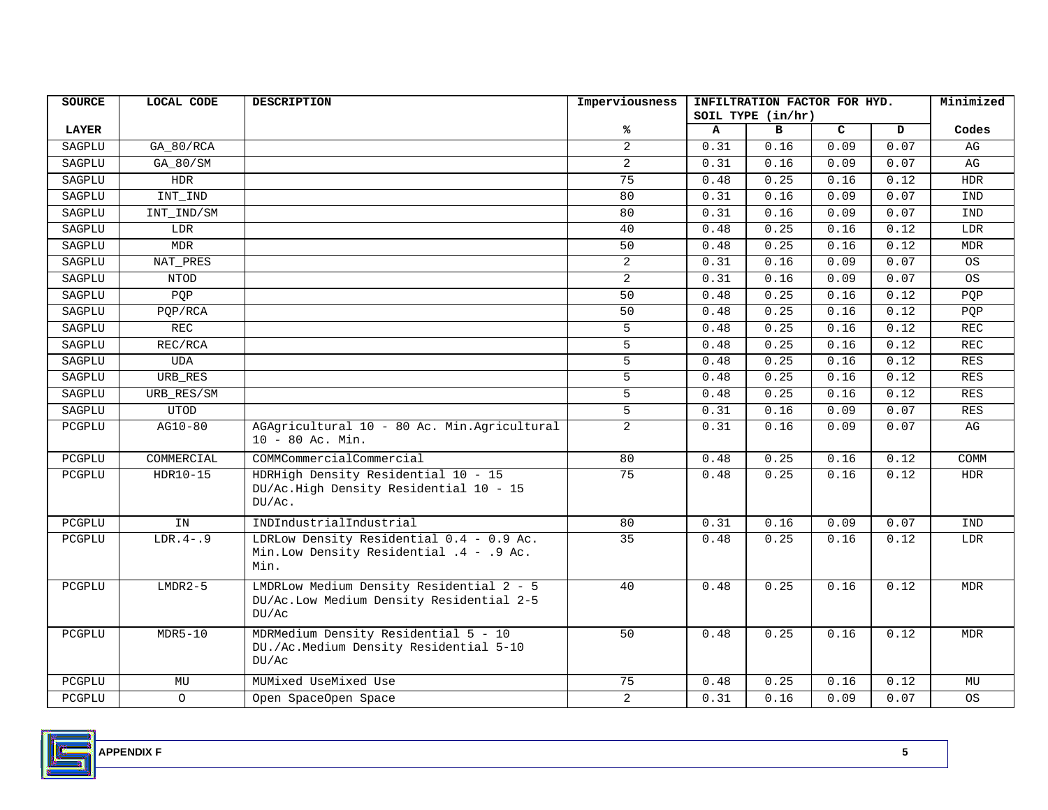| SOURCE LAYER | LOCAL CODE | DESCRIPTION | Imperviousness % | INFILTRATION FACTOR FOR HYD. SOIL TYPE (in/hr) | | | | Minimized Codes |
|---|---|---|---|---|---|---|---|---|
| | | | | A | B | C | D | |
| SAGPLU | GA_80/RCA | | 2 | 0.31 | 0.16 | 0.09 | 0.07 | AG |
| SAGPLU | GA_80/SM | | 2 | 0.31 | 0.16 | 0.09 | 0.07 | AG |
| SAGPLU | HDR | | 75 | 0.48 | 0.25 | 0.16 | 0.12 | HDR |
| SAGPLU | INT_IND | | 80 | 0.31 | 0.16 | 0.09 | 0.07 | IND |
| SAGPLU | INT_IND/SM | | 80 | 0.31 | 0.16 | 0.09 | 0.07 | IND |
| SAGPLU | LDR | | 40 | 0.48 | 0.25 | 0.16 | 0.12 | LDR |
| SAGPLU | MDR | | 50 | 0.48 | 0.25 | 0.16 | 0.12 | MDR |
| SAGPLU | NAT_PRES | | 2 | 0.31 | 0.16 | 0.09 | 0.07 | OS |
| SAGPLU | NTOD | | 2 | 0.31 | 0.16 | 0.09 | 0.07 | OS |
| SAGPLU | PQP | | 50 | 0.48 | 0.25 | 0.16 | 0.12 | PQP |
| SAGPLU | PQP/RCA | | 50 | 0.48 | 0.25 | 0.16 | 0.12 | PQP |
| SAGPLU | REC | | 5 | 0.48 | 0.25 | 0.16 | 0.12 | REC |
| SAGPLU | REC/RCA | | 5 | 0.48 | 0.25 | 0.16 | 0.12 | REC |
| SAGPLU | UDA | | 5 | 0.48 | 0.25 | 0.16 | 0.12 | RES |
| SAGPLU | URB_RES | | 5 | 0.48 | 0.25 | 0.16 | 0.12 | RES |
| SAGPLU | URB_RES/SM | | 5 | 0.48 | 0.25 | 0.16 | 0.12 | RES |
| SAGPLU | UTOD | | 5 | 0.31 | 0.16 | 0.09 | 0.07 | RES |
| PCGPLU | AG10-80 | AGAgricultural 10 - 80 Ac. Min.Agricultural 10 - 80 Ac. Min. | 2 | 0.31 | 0.16 | 0.09 | 0.07 | AG |
| PCGPLU | COMMERCIAL | COMMCommercialCommercial | 80 | 0.48 | 0.25 | 0.16 | 0.12 | COMM |
| PCGPLU | HDR10-15 | HDRHigh Density Residential 10 - 15 DU/Ac.High Density Residential 10 - 15 DU/Ac. | 75 | 0.48 | 0.25 | 0.16 | 0.12 | HDR |
| PCGPLU | IN | INDIndustrialIndustrial | 80 | 0.31 | 0.16 | 0.09 | 0.07 | IND |
| PCGPLU | LDR.4-.9 | LDRLow Density Residential 0.4 - 0.9 Ac. Min.Low Density Residential .4 - .9 Ac. Min. | 35 | 0.48 | 0.25 | 0.16 | 0.12 | LDR |
| PCGPLU | LMDR2-5 | LMDRLow Medium Density Residential 2 - 5 DU/Ac.Low Medium Density Residential 2-5 DU/Ac | 40 | 0.48 | 0.25 | 0.16 | 0.12 | MDR |
| PCGPLU | MDR5-10 | MDRMedium Density Residential 5 - 10 DU./Ac.Medium Density Residential 5-10 DU/Ac | 50 | 0.48 | 0.25 | 0.16 | 0.12 | MDR |
| PCGPLU | MU | MUMixed UseMixed Use | 75 | 0.48 | 0.25 | 0.16 | 0.12 | MU |
| PCGPLU | O | Open SpaceOpen Space | 2 | 0.31 | 0.16 | 0.09 | 0.07 | OS |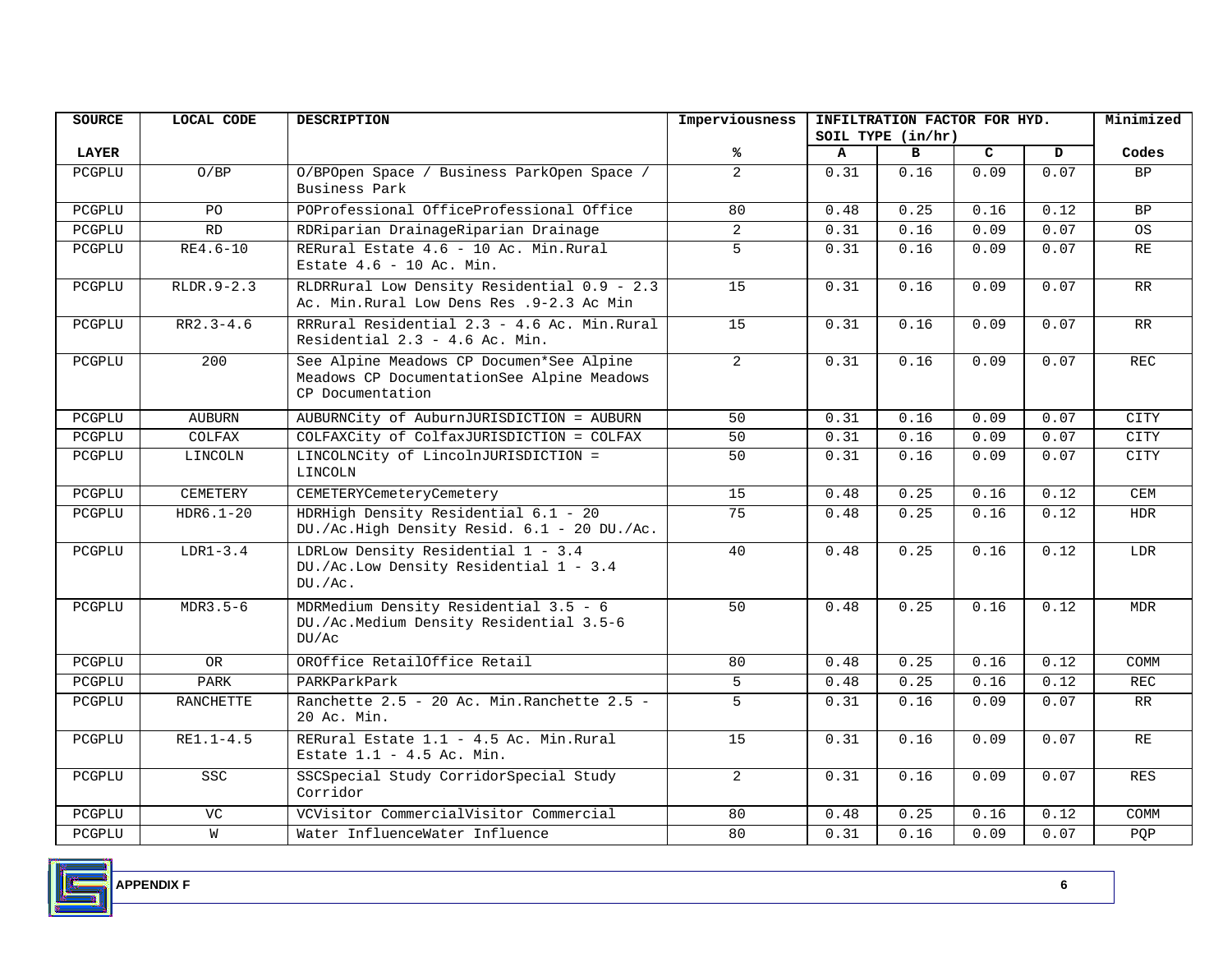| SOURCE | LOCAL CODE | DESCRIPTION | Imperviousness | INFILTRATION FACTOR FOR HYD. SOIL TYPE (in/hr) | | | | Minimized |
|---|---|---|---|---|---|---|---|---|
| LAYER | | | % | A | B | C | D | Codes |
| PCGPLU | O/BP | O/BPOpen Space / Business ParkOpen Space / Business Park | 2 | 0.31 | 0.16 | 0.09 | 0.07 | BP |
| PCGPLU | PO | POProfessional OfficeProfessional Office | 80 | 0.48 | 0.25 | 0.16 | 0.12 | BP |
| PCGPLU | RD | RDRiparian DrainageRiparian Drainage | 2 | 0.31 | 0.16 | 0.09 | 0.07 | OS |
| PCGPLU | RE4.6-10 | RERural Estate 4.6 - 10 Ac. Min.Rural Estate 4.6 - 10 Ac. Min. | 5 | 0.31 | 0.16 | 0.09 | 0.07 | RE |
| PCGPLU | RLDR.9-2.3 | RLDRRural Low Density Residential 0.9 - 2.3 Ac. Min.Rural Low Dens Res .9-2.3 Ac Min | 15 | 0.31 | 0.16 | 0.09 | 0.07 | RR |
| PCGPLU | RR2.3-4.6 | RRRural Residential 2.3 - 4.6 Ac. Min.Rural Residential 2.3 - 4.6 Ac. Min. | 15 | 0.31 | 0.16 | 0.09 | 0.07 | RR |
| PCGPLU | 200 | See Alpine Meadows CP Documen*See Alpine Meadows CP DocumentationSee Alpine Meadows CP Documentation | 2 | 0.31 | 0.16 | 0.09 | 0.07 | REC |
| PCGPLU | AUBURN | AUBURNCity of AuburnJURISDICTION = AUBURN | 50 | 0.31 | 0.16 | 0.09 | 0.07 | CITY |
| PCGPLU | COLFAX | COLFAXCity of ColfaxJURISDICTION = COLFAX | 50 | 0.31 | 0.16 | 0.09 | 0.07 | CITY |
| PCGPLU | LINCOLN | LINCOLNCity of LincolnJURISDICTION = LINCOLN | 50 | 0.31 | 0.16 | 0.09 | 0.07 | CITY |
| PCGPLU | CEMETERY | CEMETERYCemeteryCemetery | 15 | 0.48 | 0.25 | 0.16 | 0.12 | CEM |
| PCGPLU | HDR6.1-20 | HDRHigh Density Residential 6.1 - 20 DU./Ac.High Density Resid. 6.1 - 20 DU./Ac. | 75 | 0.48 | 0.25 | 0.16 | 0.12 | HDR |
| PCGPLU | LDR1-3.4 | LDRLow Density Residential 1 - 3.4 DU./Ac.Low Density Residential 1 - 3.4 DU./Ac. | 40 | 0.48 | 0.25 | 0.16 | 0.12 | LDR |
| PCGPLU | MDR3.5-6 | MDRMedium Density Residential 3.5 - 6 DU./Ac.Medium Density Residential 3.5-6 DU/Ac | 50 | 0.48 | 0.25 | 0.16 | 0.12 | MDR |
| PCGPLU | OR | OROffice RetailOffice Retail | 80 | 0.48 | 0.25 | 0.16 | 0.12 | COMM |
| PCGPLU | PARK | PARKParkPark | 5 | 0.48 | 0.25 | 0.16 | 0.12 | REC |
| PCGPLU | RANCHETTE | Ranchette 2.5 - 20 Ac. Min.Ranchette 2.5 - 20 Ac. Min. | 5 | 0.31 | 0.16 | 0.09 | 0.07 | RR |
| PCGPLU | RE1.1-4.5 | RERural Estate 1.1 - 4.5 Ac. Min.Rural Estate 1.1 - 4.5 Ac. Min. | 15 | 0.31 | 0.16 | 0.09 | 0.07 | RE |
| PCGPLU | SSC | SSCSpecial Study CorridorSpecial Study Corridor | 2 | 0.31 | 0.16 | 0.09 | 0.07 | RES |
| PCGPLU | VC | VCVisitor CommercialVisitor Commercial | 80 | 0.48 | 0.25 | 0.16 | 0.12 | COMM |
| PCGPLU | W | Water InfluenceWater Influence | 80 | 0.31 | 0.16 | 0.09 | 0.07 | PQP |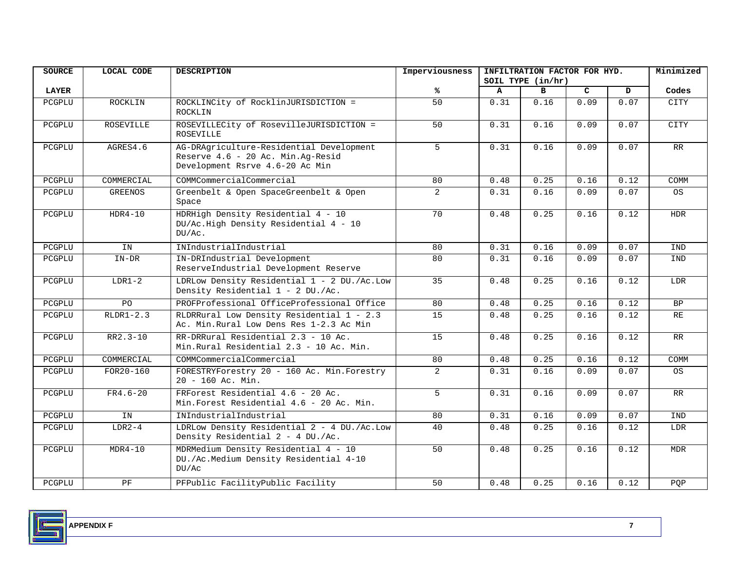| SOURCE | LOCAL CODE | DESCRIPTION | Imperviousness | INFILTRATION FACTOR FOR HYD. SOIL TYPE (in/hr) | | | | Minimized |
|---|---|---|---|---|---|---|---|---|
| LAYER | | | % | A | B | C | D | Codes |
| PCGPLU | ROCKLIN | ROCKLINCity of RocklinJURISDICTION = ROCKLIN | 50 | 0.31 | 0.16 | 0.09 | 0.07 | CITY |
| PCGPLU | ROSEVILLE | ROSEVILLECity of RosevilleJURISDICTION = ROSEVILLE | 50 | 0.31 | 0.16 | 0.09 | 0.07 | CITY |
| PCGPLU | AGRES4.6 | AG-DRAgriculture-Residential Development Reserve 4.6 - 20 Ac. Min.Ag-Resid Development Rsrve 4.6-20 Ac Min | 5 | 0.31 | 0.16 | 0.09 | 0.07 | RR |
| PCGPLU | COMMERCIAL | COMMCommercialCommercial | 80 | 0.48 | 0.25 | 0.16 | 0.12 | COMM |
| PCGPLU | GREENOS | Greenbelt & Open SpaceGreenbelt & Open Space | 2 | 0.31 | 0.16 | 0.09 | 0.07 | OS |
| PCGPLU | HDR4-10 | HDRHigh Density Residential 4 - 10 DU/Ac.High Density Residential 4 - 10 DU/Ac. | 70 | 0.48 | 0.25 | 0.16 | 0.12 | HDR |
| PCGPLU | IN | INIndustrialIndustrial | 80 | 0.31 | 0.16 | 0.09 | 0.07 | IND |
| PCGPLU | IN-DR | IN-DRIndustrial Development ReserveIndustrial Development Reserve | 80 | 0.31 | 0.16 | 0.09 | 0.07 | IND |
| PCGPLU | LDR1-2 | LDRLow Density Residential 1 - 2 DU./Ac.Low Density Residential 1 - 2 DU./Ac. | 35 | 0.48 | 0.25 | 0.16 | 0.12 | LDR |
| PCGPLU | PO | PROFProfessional OfficeProfessional Office | 80 | 0.48 | 0.25 | 0.16 | 0.12 | BP |
| PCGPLU | RLDR1-2.3 | RLDRRural Low Density Residential 1 - 2.3 Ac. Min.Rural Low Dens Res 1-2.3 Ac Min | 15 | 0.48 | 0.25 | 0.16 | 0.12 | RE |
| PCGPLU | RR2.3-10 | RR-DRRural Residential 2.3 - 10 Ac. Min.Rural Residential 2.3 - 10 Ac. Min. | 15 | 0.48 | 0.25 | 0.16 | 0.12 | RR |
| PCGPLU | COMMERCIAL | COMMCommercialCommercial | 80 | 0.48 | 0.25 | 0.16 | 0.12 | COMM |
| PCGPLU | FOR20-160 | FORESTRYForestry 20 - 160 Ac. Min.Forestry 20 - 160 Ac. Min. | 2 | 0.31 | 0.16 | 0.09 | 0.07 | OS |
| PCGPLU | FR4.6-20 | FRForest Residential 4.6 - 20 Ac. Min.Forest Residential 4.6 - 20 Ac. Min. | 5 | 0.31 | 0.16 | 0.09 | 0.07 | RR |
| PCGPLU | IN | INIndustrialIndustrial | 80 | 0.31 | 0.16 | 0.09 | 0.07 | IND |
| PCGPLU | LDR2-4 | LDRLow Density Residential 2 - 4 DU./Ac.Low Density Residential 2 - 4 DU./Ac. | 40 | 0.48 | 0.25 | 0.16 | 0.12 | LDR |
| PCGPLU | MDR4-10 | MDRMedium Density Residential 4 - 10 DU./Ac.Medium Density Residential 4-10 DU/Ac | 50 | 0.48 | 0.25 | 0.16 | 0.12 | MDR |
| PCGPLU | PF | PFPublic FacilityPublic Facility | 50 | 0.48 | 0.25 | 0.16 | 0.12 | PQP |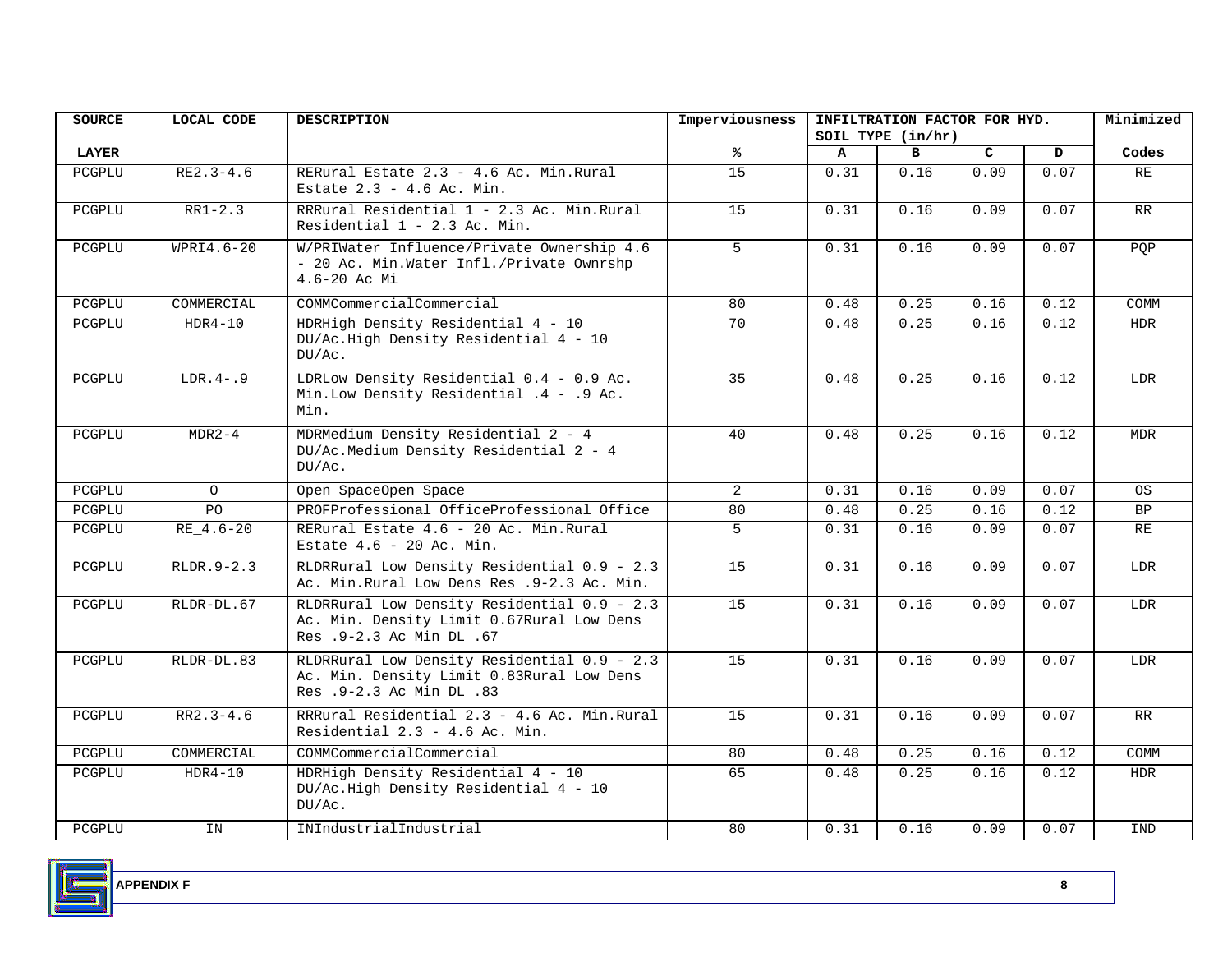| SOURCE | LOCAL CODE | DESCRIPTION | Imperviousness | INFILTRATION FACTOR FOR HYD. SOIL TYPE (in/hr) | | | | Minimized |
|---|---|---|---|---|---|---|---|---|
| LAYER | | | % | A | B | C | D | Codes |
| PCGPLU | RE2.3-4.6 | RERural Estate 2.3 - 4.6 Ac. Min.Rural Estate 2.3 - 4.6 Ac. Min. | 15 | 0.31 | 0.16 | 0.09 | 0.07 | RE |
| PCGPLU | RR1-2.3 | RRRural Residential 1 - 2.3 Ac. Min.Rural Residential 1 - 2.3 Ac. Min. | 15 | 0.31 | 0.16 | 0.09 | 0.07 | RR |
| PCGPLU | WPRI4.6-20 | W/PRIWater Influence/Private Ownership 4.6 - 20 Ac. Min.Water Infl./Private Ownrshp 4.6-20 Ac Mi | 5 | 0.31 | 0.16 | 0.09 | 0.07 | PQP |
| PCGPLU | COMMERCIAL | COMMCommercialCommercial | 80 | 0.48 | 0.25 | 0.16 | 0.12 | COMM |
| PCGPLU | HDR4-10 | HDRHigh Density Residential 4 - 10 DU/Ac.High Density Residential 4 - 10 DU/Ac. | 70 | 0.48 | 0.25 | 0.16 | 0.12 | HDR |
| PCGPLU | LDR.4-.9 | LDRLow Density Residential 0.4 - 0.9 Ac. Min.Low Density Residential .4 - .9 Ac. Min. | 35 | 0.48 | 0.25 | 0.16 | 0.12 | LDR |
| PCGPLU | MDR2-4 | MDRMedium Density Residential 2 - 4 DU/Ac.Medium Density Residential 2 - 4 DU/Ac. | 40 | 0.48 | 0.25 | 0.16 | 0.12 | MDR |
| PCGPLU | O | Open SpaceOpen Space | 2 | 0.31 | 0.16 | 0.09 | 0.07 | OS |
| PCGPLU | PO | PROFProfessional OfficeProfessional Office | 80 | 0.48 | 0.25 | 0.16 | 0.12 | BP |
| PCGPLU | RE_4.6-20 | RERural Estate 4.6 - 20 Ac. Min.Rural Estate 4.6 - 20 Ac. Min. | 5 | 0.31 | 0.16 | 0.09 | 0.07 | RE |
| PCGPLU | RLDR.9-2.3 | RLDRRural Low Density Residential 0.9 - 2.3 Ac. Min.Rural Low Dens Res .9-2.3 Ac. Min. | 15 | 0.31 | 0.16 | 0.09 | 0.07 | LDR |
| PCGPLU | RLDR-DL.67 | RLDRRural Low Density Residential 0.9 - 2.3 Ac. Min. Density Limit 0.67Rural Low Dens Res .9-2.3 Ac Min DL .67 | 15 | 0.31 | 0.16 | 0.09 | 0.07 | LDR |
| PCGPLU | RLDR-DL.83 | RLDRRural Low Density Residential 0.9 - 2.3 Ac. Min. Density Limit 0.83Rural Low Dens Res .9-2.3 Ac Min DL .83 | 15 | 0.31 | 0.16 | 0.09 | 0.07 | LDR |
| PCGPLU | RR2.3-4.6 | RRRural Residential 2.3 - 4.6 Ac. Min.Rural Residential 2.3 - 4.6 Ac. Min. | 15 | 0.31 | 0.16 | 0.09 | 0.07 | RR |
| PCGPLU | COMMERCIAL | COMMCommercialCommercial | 80 | 0.48 | 0.25 | 0.16 | 0.12 | COMM |
| PCGPLU | HDR4-10 | HDRHigh Density Residential 4 - 10 DU/Ac.High Density Residential 4 - 10 DU/Ac. | 65 | 0.48 | 0.25 | 0.16 | 0.12 | HDR |
| PCGPLU | IN | INIndustrialIndustrial | 80 | 0.31 | 0.16 | 0.09 | 0.07 | IND |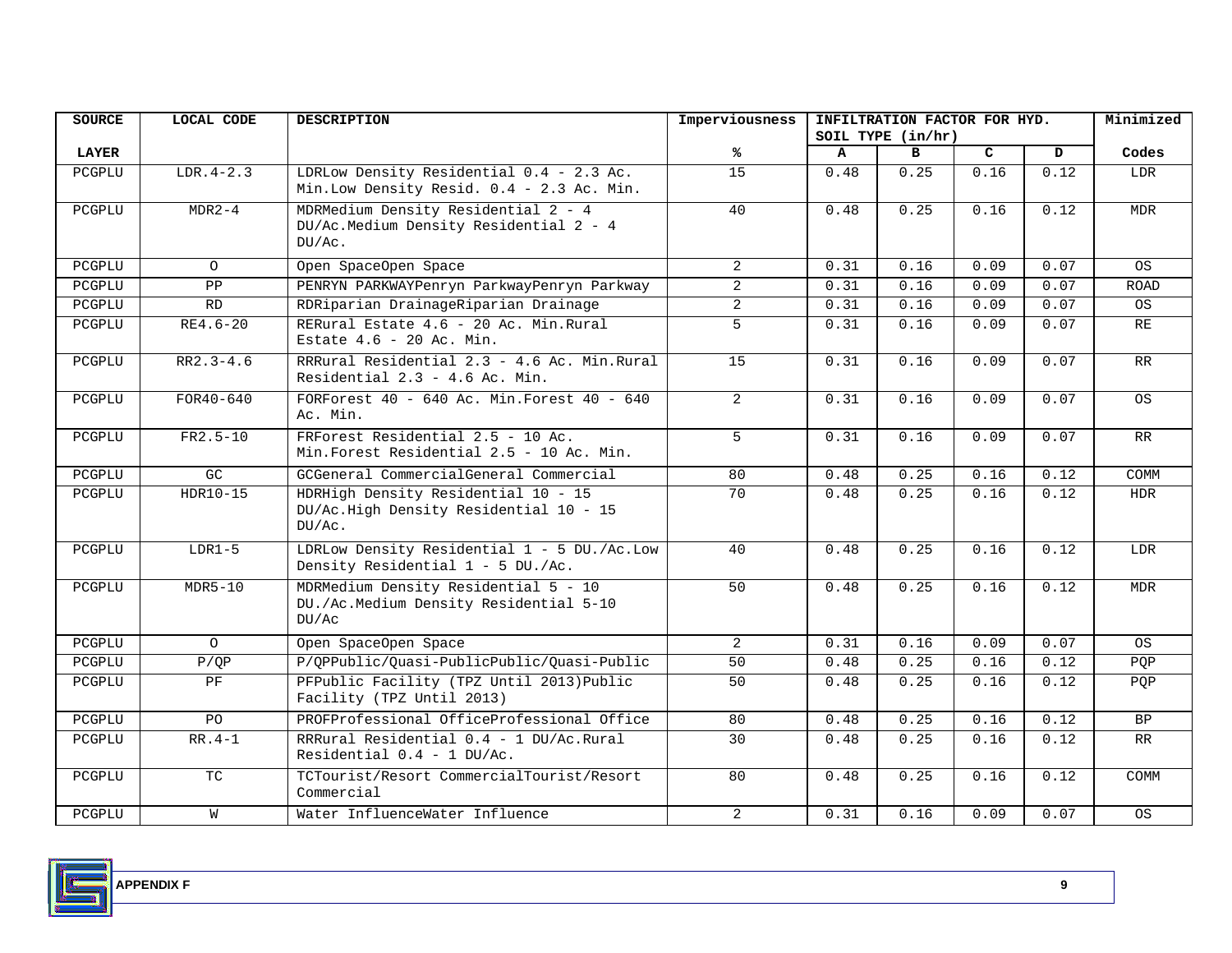| SOURCE | LOCAL CODE | DESCRIPTION | Imperviousness | INFILTRATION FACTOR FOR HYD. SOIL TYPE (in/hr) | | | | Minimized |
|---|---|---|---|---|---|---|---|---|
| LAYER | | | % | A | B | C | D | Codes |
| PCGPLU | LDR.4-2.3 | LDRLow Density Residential 0.4 - 2.3 Ac. Min.Low Density Resid. 0.4 - 2.3 Ac. Min. | 15 | 0.48 | 0.25 | 0.16 | 0.12 | LDR |
| PCGPLU | MDR2-4 | MDRMedium Density Residential 2 - 4 DU/Ac.Medium Density Residential 2 - 4 DU/Ac. | 40 | 0.48 | 0.25 | 0.16 | 0.12 | MDR |
| PCGPLU | O | Open SpaceOpen Space | 2 | 0.31 | 0.16 | 0.09 | 0.07 | OS |
| PCGPLU | PP | PENRYN PARKWAYPenryn ParkwayPenryn Parkway | 2 | 0.31 | 0.16 | 0.09 | 0.07 | ROAD |
| PCGPLU | RD | RDRiparian DrainageRiparian Drainage | 2 | 0.31 | 0.16 | 0.09 | 0.07 | OS |
| PCGPLU | RE4.6-20 | RERural Estate 4.6 - 20 Ac. Min.Rural Estate 4.6 - 20 Ac. Min. | 5 | 0.31 | 0.16 | 0.09 | 0.07 | RE |
| PCGPLU | RR2.3-4.6 | RRRural Residential 2.3 - 4.6 Ac. Min.Rural Residential 2.3 - 4.6 Ac. Min. | 15 | 0.31 | 0.16 | 0.09 | 0.07 | RR |
| PCGPLU | FOR40-640 | FORForest 40 - 640 Ac. Min.Forest 40 - 640 Ac. Min. | 2 | 0.31 | 0.16 | 0.09 | 0.07 | OS |
| PCGPLU | FR2.5-10 | FRForest Residential 2.5 - 10 Ac. Min.Forest Residential 2.5 - 10 Ac. Min. | 5 | 0.31 | 0.16 | 0.09 | 0.07 | RR |
| PCGPLU | GC | GCGeneral CommercialGeneral Commercial | 80 | 0.48 | 0.25 | 0.16 | 0.12 | COMM |
| PCGPLU | HDR10-15 | HDRHigh Density Residential 10 - 15 DU/Ac.High Density Residential 10 - 15 DU/Ac. | 70 | 0.48 | 0.25 | 0.16 | 0.12 | HDR |
| PCGPLU | LDR1-5 | LDRLow Density Residential 1 - 5 DU./Ac.Low Density Residential 1 - 5 DU./Ac. | 40 | 0.48 | 0.25 | 0.16 | 0.12 | LDR |
| PCGPLU | MDR5-10 | MDRMedium Density Residential 5 - 10 DU./Ac.Medium Density Residential 5-10 DU/Ac | 50 | 0.48 | 0.25 | 0.16 | 0.12 | MDR |
| PCGPLU | O | Open SpaceOpen Space | 2 | 0.31 | 0.16 | 0.09 | 0.07 | OS |
| PCGPLU | P/QP | P/QPPublic/Quasi-PublicPublic/Quasi-Public | 50 | 0.48 | 0.25 | 0.16 | 0.12 | PQP |
| PCGPLU | PF | PFPublic Facility (TPZ Until 2013)Public Facility (TPZ Until 2013) | 50 | 0.48 | 0.25 | 0.16 | 0.12 | PQP |
| PCGPLU | PO | PROFProfessional OfficeProfessional Office | 80 | 0.48 | 0.25 | 0.16 | 0.12 | BP |
| PCGPLU | RR.4-1 | RRRural Residential 0.4 - 1 DU/Ac.Rural Residential 0.4 - 1 DU/Ac. | 30 | 0.48 | 0.25 | 0.16 | 0.12 | RR |
| PCGPLU | TC | TCTourist/Resort CommercialTourist/Resort Commercial | 80 | 0.48 | 0.25 | 0.16 | 0.12 | COMM |
| PCGPLU | W | Water InfluenceWater Influence | 2 | 0.31 | 0.16 | 0.09 | 0.07 | OS |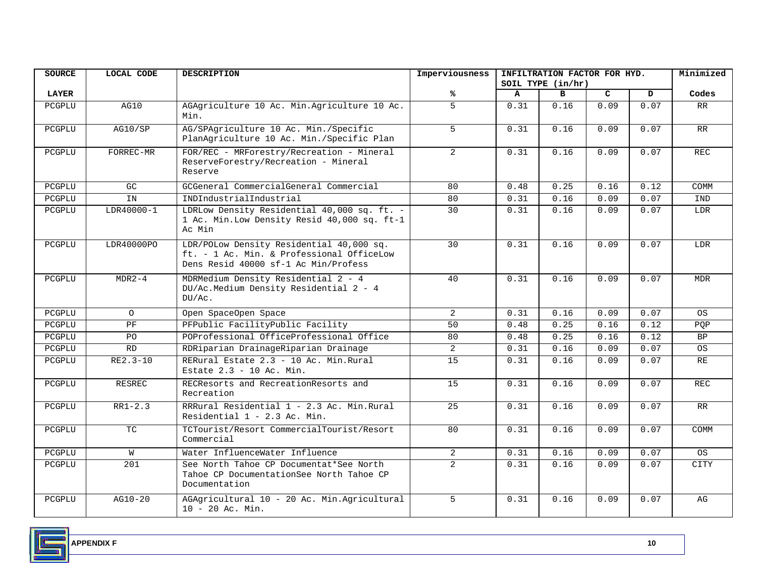| SOURCE | LOCAL CODE | DESCRIPTION | Imperviousness | INFILTRATION FACTOR FOR HYD. SOIL TYPE (in/hr) | | | | Minimized |
|---|---|---|---|---|---|---|---|---|
| LAYER | | | % | A | B | C | D | Codes |
| PCGPLU | AG10 | AGAgriculture 10 Ac. Min.Agriculture 10 Ac. Min. | 5 | 0.31 | 0.16 | 0.09 | 0.07 | RR |
| PCGPLU | AG10/SP | AG/SPAgriculture 10 Ac. Min./Specific PlanAgriculture 10 Ac. Min./Specific Plan | 5 | 0.31 | 0.16 | 0.09 | 0.07 | RR |
| PCGPLU | FORREC-MR | FOR/REC - MRForestry/Recreation - Mineral ReserveForestry/Recreation - Mineral Reserve | 2 | 0.31 | 0.16 | 0.09 | 0.07 | REC |
| PCGPLU | GC | GCGeneral CommercialGeneral Commercial | 80 | 0.48 | 0.25 | 0.16 | 0.12 | COMM |
| PCGPLU | IN | INDIndustrialIndustrial | 80 | 0.31 | 0.16 | 0.09 | 0.07 | IND |
| PCGPLU | LDR40000-1 | LDRLow Density Residential 40,000 sq. ft. - 1 Ac. Min.Low Density Resid 40,000 sq. ft-1 Ac Min | 30 | 0.31 | 0.16 | 0.09 | 0.07 | LDR |
| PCGPLU | LDR40000PO | LDR/POLow Density Residential 40,000 sq. ft. - 1 Ac. Min. & Professional OfficeLow Dens Resid 40000 sf-1 Ac Min/Profess | 30 | 0.31 | 0.16 | 0.09 | 0.07 | LDR |
| PCGPLU | MDR2-4 | MDRMedium Density Residential 2 - 4 DU/Ac.Medium Density Residential 2 - 4 DU/Ac. | 40 | 0.31 | 0.16 | 0.09 | 0.07 | MDR |
| PCGPLU | O | Open SpaceOpen Space | 2 | 0.31 | 0.16 | 0.09 | 0.07 | OS |
| PCGPLU | PF | PFPublic FacilityPublic Facility | 50 | 0.48 | 0.25 | 0.16 | 0.12 | PQP |
| PCGPLU | PO | POProfessional OfficeProfessional Office | 80 | 0.48 | 0.25 | 0.16 | 0.12 | BP |
| PCGPLU | RD | RDRiparian DrainageRiparian Drainage | 2 | 0.31 | 0.16 | 0.09 | 0.07 | OS |
| PCGPLU | RE2.3-10 | RERural Estate 2.3 - 10 Ac. Min.Rural Estate 2.3 - 10 Ac. Min. | 15 | 0.31 | 0.16 | 0.09 | 0.07 | RE |
| PCGPLU | RESREC | RECResorts and RecreationResorts and Recreation | 15 | 0.31 | 0.16 | 0.09 | 0.07 | REC |
| PCGPLU | RR1-2.3 | RRRural Residential 1 - 2.3 Ac. Min.Rural Residential 1 - 2.3 Ac. Min. | 25 | 0.31 | 0.16 | 0.09 | 0.07 | RR |
| PCGPLU | TC | TCTourist/Resort CommercialTourist/Resort Commercial | 80 | 0.31 | 0.16 | 0.09 | 0.07 | COMM |
| PCGPLU | W | Water InfluenceWater Influence | 2 | 0.31 | 0.16 | 0.09 | 0.07 | OS |
| PCGPLU | 201 | See North Tahoe CP Documentat*See North Tahoe CP DocumentationSee North Tahoe CP Documentation | 2 | 0.31 | 0.16 | 0.09 | 0.07 | CITY |
| PCGPLU | AG10-20 | AGAgricultural 10 - 20 Ac. Min.Agricultural 10 - 20 Ac. Min. | 5 | 0.31 | 0.16 | 0.09 | 0.07 | AG |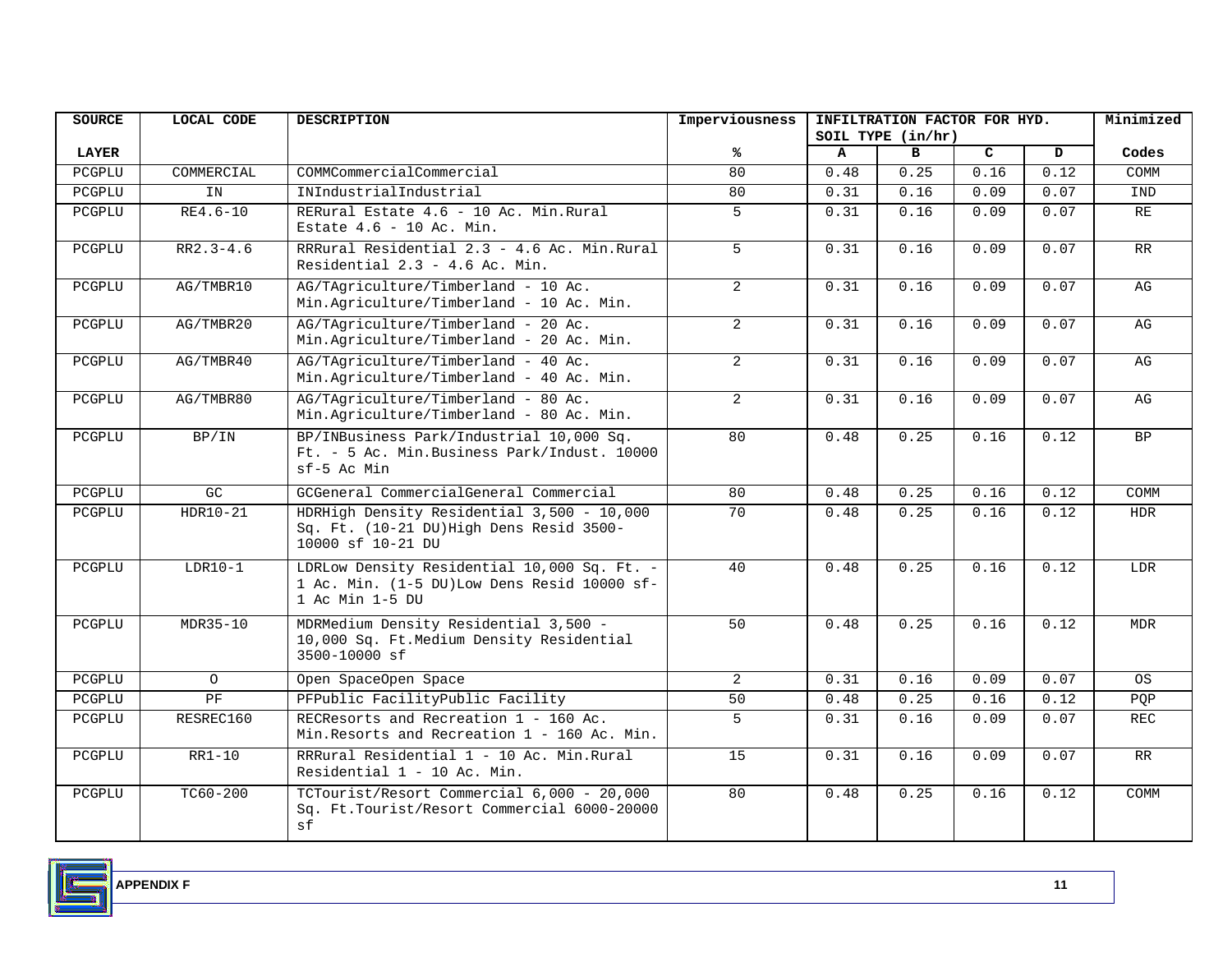| SOURCE LAYER | LOCAL CODE | DESCRIPTION | Imperviousness % | INFILTRATION FACTOR FOR HYD. SOIL TYPE (in/hr) | | | | Minimized Codes |
|---|---|---|---|---|---|---|---|---|
| | | | | A | B | C | D | |
| PCGPLU | COMMERCIAL | COMMCommercialCommercial | 80 | 0.48 | 0.25 | 0.16 | 0.12 | COMM |
| PCGPLU | IN | INIndustrialIndustrial | 80 | 0.31 | 0.16 | 0.09 | 0.07 | IND |
| PCGPLU | RE4.6-10 | RERural Estate 4.6 - 10 Ac. Min.Rural Estate 4.6 - 10 Ac. Min. | 5 | 0.31 | 0.16 | 0.09 | 0.07 | RE |
| PCGPLU | RR2.3-4.6 | RRRural Residential 2.3 - 4.6 Ac. Min.Rural Residential 2.3 - 4.6 Ac. Min. | 5 | 0.31 | 0.16 | 0.09 | 0.07 | RR |
| PCGPLU | AG/TMBR10 | AG/TAgriculture/Timberland - 10 Ac. Min.Agriculture/Timberland - 10 Ac. Min. | 2 | 0.31 | 0.16 | 0.09 | 0.07 | AG |
| PCGPLU | AG/TMBR20 | AG/TAgriculture/Timberland - 20 Ac. Min.Agriculture/Timberland - 20 Ac. Min. | 2 | 0.31 | 0.16 | 0.09 | 0.07 | AG |
| PCGPLU | AG/TMBR40 | AG/TAgriculture/Timberland - 40 Ac. Min.Agriculture/Timberland - 40 Ac. Min. | 2 | 0.31 | 0.16 | 0.09 | 0.07 | AG |
| PCGPLU | AG/TMBR80 | AG/TAgriculture/Timberland - 80 Ac. Min.Agriculture/Timberland - 80 Ac. Min. | 2 | 0.31 | 0.16 | 0.09 | 0.07 | AG |
| PCGPLU | BP/IN | BP/INBusiness Park/Industrial 10,000 Sq. Ft. - 5 Ac. Min.Business Park/Indust. 10000 sf-5 Ac Min | 80 | 0.48 | 0.25 | 0.16 | 0.12 | BP |
| PCGPLU | GC | GCGeneral CommercialGeneral Commercial | 80 | 0.48 | 0.25 | 0.16 | 0.12 | COMM |
| PCGPLU | HDR10-21 | HDRHigh Density Residential 3,500 - 10,000 Sq. Ft. (10-21 DU)High Dens Resid 3500-10000 sf 10-21 DU | 70 | 0.48 | 0.25 | 0.16 | 0.12 | HDR |
| PCGPLU | LDR10-1 | LDRLow Density Residential 10,000 Sq. Ft. - 1 Ac. Min. (1-5 DU)Low Dens Resid 10000 sf-1 Ac Min 1-5 DU | 40 | 0.48 | 0.25 | 0.16 | 0.12 | LDR |
| PCGPLU | MDR35-10 | MDRMedium Density Residential 3,500 - 10,000 Sq. Ft.Medium Density Residential 3500-10000 sf | 50 | 0.48 | 0.25 | 0.16 | 0.12 | MDR |
| PCGPLU | O | Open SpaceOpen Space | 2 | 0.31 | 0.16 | 0.09 | 0.07 | OS |
| PCGPLU | PF | PFPublic FacilityPublic Facility | 50 | 0.48 | 0.25 | 0.16 | 0.12 | PQP |
| PCGPLU | RESREC160 | RECResorts and Recreation 1 - 160 Ac. Min.Resorts and Recreation 1 - 160 Ac. Min. | 5 | 0.31 | 0.16 | 0.09 | 0.07 | REC |
| PCGPLU | RR1-10 | RRRural Residential 1 - 10 Ac. Min.Rural Residential 1 - 10 Ac. Min. | 15 | 0.31 | 0.16 | 0.09 | 0.07 | RR |
| PCGPLU | TC60-200 | TCTourist/Resort Commercial 6,000 - 20,000 Sq. Ft.Tourist/Resort Commercial 6000-20000 sf | 80 | 0.48 | 0.25 | 0.16 | 0.12 | COMM |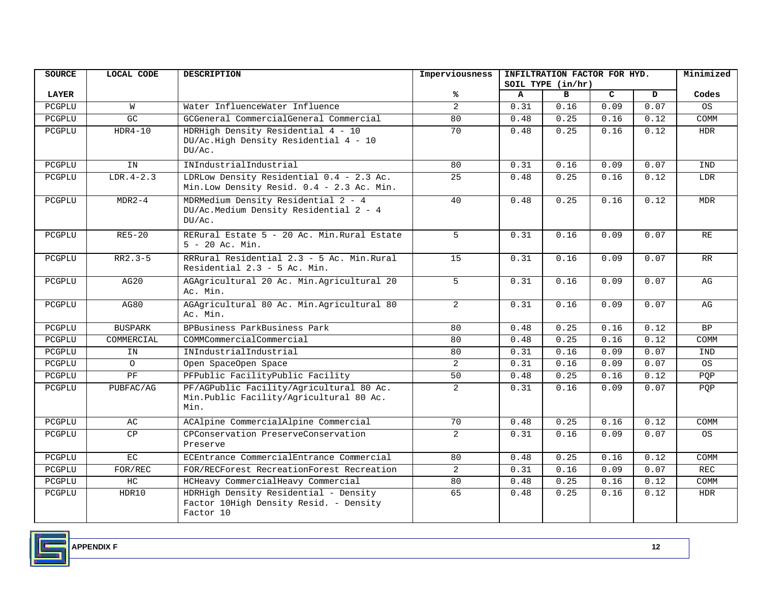| SOURCE | LOCAL CODE | DESCRIPTION | Imperviousness | INFILTRATION FACTOR FOR HYD. SOIL TYPE (in/hr) | | | | Minimized |
|---|---|---|---|---|---|---|---|---|
| LAYER | | | % | A | B | C | D | Codes |
| PCGPLU | W | Water InfluenceWater Influence | 2 | 0.31 | 0.16 | 0.09 | 0.07 | OS |
| PCGPLU | GC | GCGeneral CommercialGeneral Commercial | 80 | 0.48 | 0.25 | 0.16 | 0.12 | COMM |
| PCGPLU | HDR4-10 | HDRHigh Density Residential 4 - 10 DU/Ac.High Density Residential 4 - 10 DU/Ac. | 70 | 0.48 | 0.25 | 0.16 | 0.12 | HDR |
| PCGPLU | IN | INIndustrialIndustrial | 80 | 0.31 | 0.16 | 0.09 | 0.07 | IND |
| PCGPLU | LDR.4-2.3 | LDRLow Density Residential 0.4 - 2.3 Ac. Min.Low Density Resid. 0.4 - 2.3 Ac. Min. | 25 | 0.48 | 0.25 | 0.16 | 0.12 | LDR |
| PCGPLU | MDR2-4 | MDRMedium Density Residential 2 - 4 DU/Ac.Medium Density Residential 2 - 4 DU/Ac. | 40 | 0.48 | 0.25 | 0.16 | 0.12 | MDR |
| PCGPLU | RE5-20 | RERural Estate 5 - 20 Ac. Min.Rural Estate 5 - 20 Ac. Min. | 5 | 0.31 | 0.16 | 0.09 | 0.07 | RE |
| PCGPLU | RR2.3-5 | RRRural Residential 2.3 - 5 Ac. Min.Rural Residential 2.3 - 5 Ac. Min. | 15 | 0.31 | 0.16 | 0.09 | 0.07 | RR |
| PCGPLU | AG20 | AGAgricultural 20 Ac. Min.Agricultural 20 Ac. Min. | 5 | 0.31 | 0.16 | 0.09 | 0.07 | AG |
| PCGPLU | AG80 | AGAgricultural 80 Ac. Min.Agricultural 80 Ac. Min. | 2 | 0.31 | 0.16 | 0.09 | 0.07 | AG |
| PCGPLU | BUSPARK | BPBusiness ParkBusiness Park | 80 | 0.48 | 0.25 | 0.16 | 0.12 | BP |
| PCGPLU | COMMERCIAL | COMMCommercialCommercial | 80 | 0.48 | 0.25 | 0.16 | 0.12 | COMM |
| PCGPLU | IN | INIndustrialIndustrial | 80 | 0.31 | 0.16 | 0.09 | 0.07 | IND |
| PCGPLU | O | Open SpaceOpen Space | 2 | 0.31 | 0.16 | 0.09 | 0.07 | OS |
| PCGPLU | PF | PFPublic FacilityPublic Facility | 50 | 0.48 | 0.25 | 0.16 | 0.12 | PQP |
| PCGPLU | PUBFAC/AG | PF/AGPublic Facility/Agricultural 80 Ac. Min.Public Facility/Agricultural 80 Ac. Min. | 2 | 0.31 | 0.16 | 0.09 | 0.07 | PQP |
| PCGPLU | AC | ACAlpine CommercialAlpine Commercial | 70 | 0.48 | 0.25 | 0.16 | 0.12 | COMM |
| PCGPLU | CP | CPConservation PreserveConservation Preserve | 2 | 0.31 | 0.16 | 0.09 | 0.07 | OS |
| PCGPLU | EC | ECEntrance CommercialEntrance Commercial | 80 | 0.48 | 0.25 | 0.16 | 0.12 | COMM |
| PCGPLU | FOR/REC | FOR/RECForest RecreationForest Recreation | 2 | 0.31 | 0.16 | 0.09 | 0.07 | REC |
| PCGPLU | HC | HCHeavy CommercialHeavy Commercial | 80 | 0.48 | 0.25 | 0.16 | 0.12 | COMM |
| PCGPLU | HDR10 | HDRHigh Density Residential - Density Factor 10High Density Resid. - Density Factor 10 | 65 | 0.48 | 0.25 | 0.16 | 0.12 | HDR |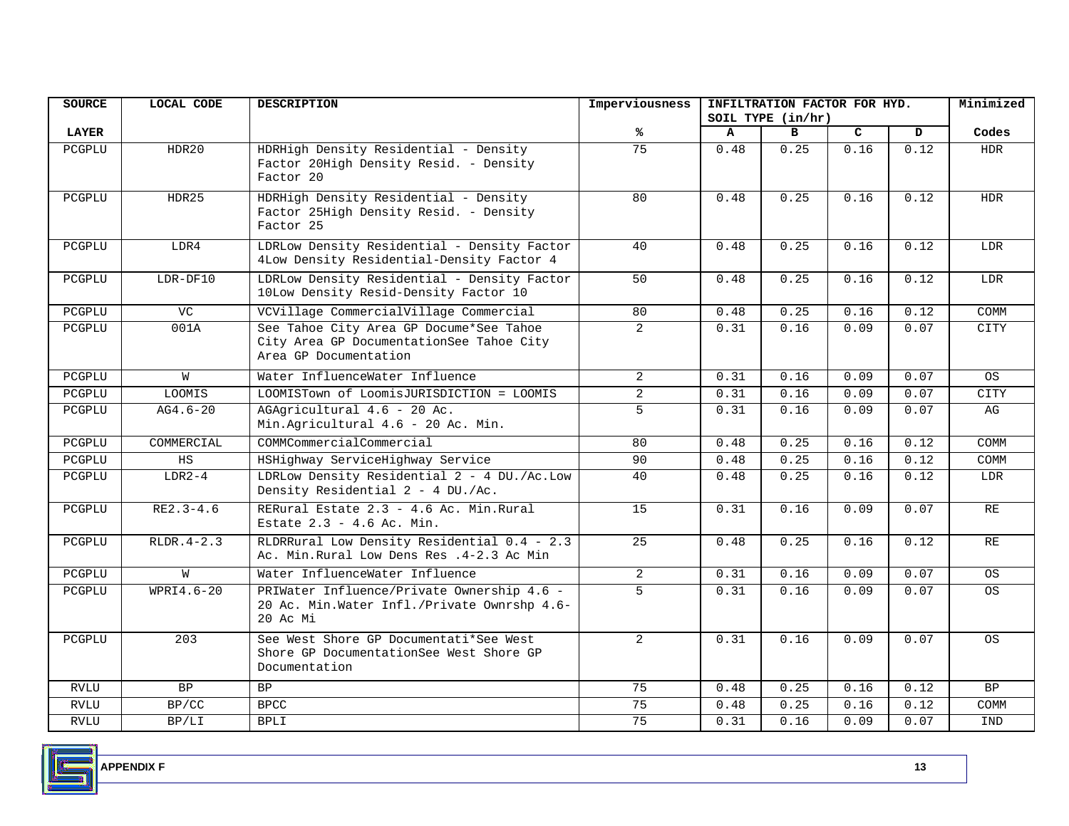| SOURCE LAYER | LOCAL CODE | DESCRIPTION | Imperviousness % | INFILTRATION FACTOR FOR HYD. SOIL TYPE (in/hr) | | | | Minimized Codes |
|---|---|---|---|---|---|---|---|---|
| | | | | A | B | C | D | |
| PCGPLU | HDR20 | HDRHigh Density Residential - Density Factor 20High Density Resid. - Density Factor 20 | 75 | 0.48 | 0.25 | 0.16 | 0.12 | HDR |
| PCGPLU | HDR25 | HDRHigh Density Residential - Density Factor 25High Density Resid. - Density Factor 25 | 80 | 0.48 | 0.25 | 0.16 | 0.12 | HDR |
| PCGPLU | LDR4 | LDRLow Density Residential - Density Factor 4Low Density Residential-Density Factor 4 | 40 | 0.48 | 0.25 | 0.16 | 0.12 | LDR |
| PCGPLU | LDR-DF10 | LDRLow Density Residential - Density Factor 10Low Density Resid-Density Factor 10 | 50 | 0.48 | 0.25 | 0.16 | 0.12 | LDR |
| PCGPLU | VC | VCVillage CommercialVillage Commercial | 80 | 0.48 | 0.25 | 0.16 | 0.12 | COMM |
| PCGPLU | 001A | See Tahoe City Area GP Docume*See Tahoe City Area GP DocumentationSee Tahoe City Area GP Documentation | 2 | 0.31 | 0.16 | 0.09 | 0.07 | CITY |
| PCGPLU | W | Water InfluenceWater Influence | 2 | 0.31 | 0.16 | 0.09 | 0.07 | OS |
| PCGPLU | LOOMIS | LOOMISTown of LoomisJURISDICTION = LOOMIS | 2 | 0.31 | 0.16 | 0.09 | 0.07 | CITY |
| PCGPLU | AG4.6-20 | AGAgricultural 4.6 - 20 Ac. Min.Agricultural 4.6 - 20 Ac. Min. | 5 | 0.31 | 0.16 | 0.09 | 0.07 | AG |
| PCGPLU | COMMERCIAL | COMMCommercialCommercial | 80 | 0.48 | 0.25 | 0.16 | 0.12 | COMM |
| PCGPLU | HS | HSHighway ServiceHighway Service | 90 | 0.48 | 0.25 | 0.16 | 0.12 | COMM |
| PCGPLU | LDR2-4 | LDRLow Density Residential 2 - 4 DU./Ac.Low Density Residential 2 - 4 DU./Ac. | 40 | 0.48 | 0.25 | 0.16 | 0.12 | LDR |
| PCGPLU | RE2.3-4.6 | RERural Estate 2.3 - 4.6 Ac. Min.Rural Estate 2.3 - 4.6 Ac. Min. | 15 | 0.31 | 0.16 | 0.09 | 0.07 | RE |
| PCGPLU | RLDR.4-2.3 | RLDRRural Low Density Residential 0.4 - 2.3 Ac. Min.Rural Low Dens Res .4-2.3 Ac Min | 25 | 0.48 | 0.25 | 0.16 | 0.12 | RE |
| PCGPLU | W | Water InfluenceWater Influence | 2 | 0.31 | 0.16 | 0.09 | 0.07 | OS |
| PCGPLU | WPRI4.6-20 | PRIWater Influence/Private Ownership 4.6 - 20 Ac. Min.Water Infl./Private Ownrshp 4.6-20 Ac Mi | 5 | 0.31 | 0.16 | 0.09 | 0.07 | OS |
| PCGPLU | 203 | See West Shore GP Documentati*See West Shore GP DocumentationSee West Shore GP Documentation | 2 | 0.31 | 0.16 | 0.09 | 0.07 | OS |
| RVLU | BP | BP | 75 | 0.48 | 0.25 | 0.16 | 0.12 | BP |
| RVLU | BP/CC | BPCC | 75 | 0.48 | 0.25 | 0.16 | 0.12 | COMM |
| RVLU | BP/LI | BPLI | 75 | 0.31 | 0.16 | 0.09 | 0.07 | IND |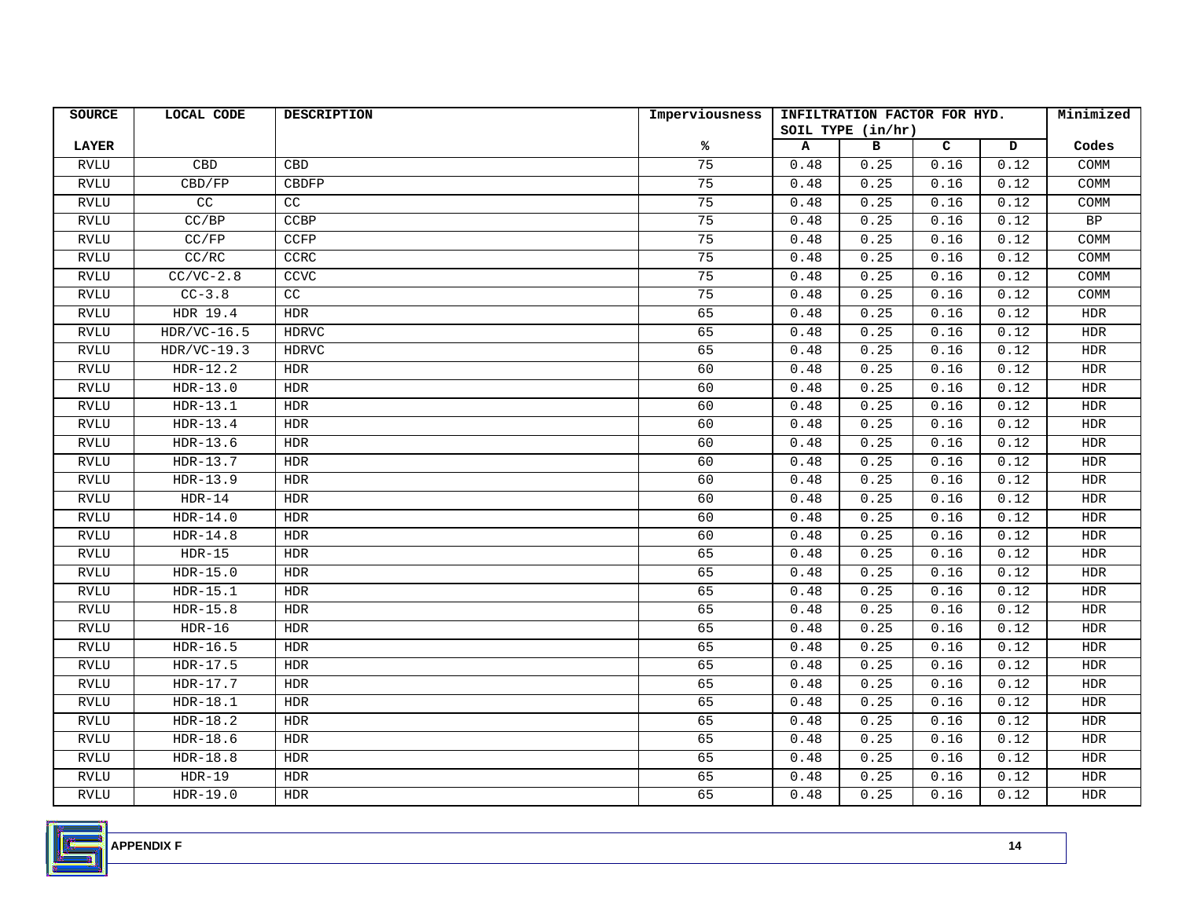| SOURCE | LOCAL CODE | DESCRIPTION | Imperviousness | INFILTRATION FACTOR FOR HYD. SOIL TYPE (in/hr) | | | | Minimized |
|---|---|---|---|---|---|---|---|---|
| LAYER | | | % | A | B | C | D | Codes |
| RVLU | CBD | CBD | 75 | 0.48 | 0.25 | 0.16 | 0.12 | COMM |
| RVLU | CBD/FP | CBDFP | 75 | 0.48 | 0.25 | 0.16 | 0.12 | COMM |
| RVLU | CC | CC | 75 | 0.48 | 0.25 | 0.16 | 0.12 | COMM |
| RVLU | CC/BP | CCBP | 75 | 0.48 | 0.25 | 0.16 | 0.12 | BP |
| RVLU | CC/FP | CCFP | 75 | 0.48 | 0.25 | 0.16 | 0.12 | COMM |
| RVLU | CC/RC | CCRC | 75 | 0.48 | 0.25 | 0.16 | 0.12 | COMM |
| RVLU | CC/VC-2.8 | CCVC | 75 | 0.48 | 0.25 | 0.16 | 0.12 | COMM |
| RVLU | CC-3.8 | CC | 75 | 0.48 | 0.25 | 0.16 | 0.12 | COMM |
| RVLU | HDR 19.4 | HDR | 65 | 0.48 | 0.25 | 0.16 | 0.12 | HDR |
| RVLU | HDR/VC-16.5 | HDRVC | 65 | 0.48 | 0.25 | 0.16 | 0.12 | HDR |
| RVLU | HDR/VC-19.3 | HDRVC | 65 | 0.48 | 0.25 | 0.16 | 0.12 | HDR |
| RVLU | HDR-12.2 | HDR | 60 | 0.48 | 0.25 | 0.16 | 0.12 | HDR |
| RVLU | HDR-13.0 | HDR | 60 | 0.48 | 0.25 | 0.16 | 0.12 | HDR |
| RVLU | HDR-13.1 | HDR | 60 | 0.48 | 0.25 | 0.16 | 0.12 | HDR |
| RVLU | HDR-13.4 | HDR | 60 | 0.48 | 0.25 | 0.16 | 0.12 | HDR |
| RVLU | HDR-13.6 | HDR | 60 | 0.48 | 0.25 | 0.16 | 0.12 | HDR |
| RVLU | HDR-13.7 | HDR | 60 | 0.48 | 0.25 | 0.16 | 0.12 | HDR |
| RVLU | HDR-13.9 | HDR | 60 | 0.48 | 0.25 | 0.16 | 0.12 | HDR |
| RVLU | HDR-14 | HDR | 60 | 0.48 | 0.25 | 0.16 | 0.12 | HDR |
| RVLU | HDR-14.0 | HDR | 60 | 0.48 | 0.25 | 0.16 | 0.12 | HDR |
| RVLU | HDR-14.8 | HDR | 60 | 0.48 | 0.25 | 0.16 | 0.12 | HDR |
| RVLU | HDR-15 | HDR | 65 | 0.48 | 0.25 | 0.16 | 0.12 | HDR |
| RVLU | HDR-15.0 | HDR | 65 | 0.48 | 0.25 | 0.16 | 0.12 | HDR |
| RVLU | HDR-15.1 | HDR | 65 | 0.48 | 0.25 | 0.16 | 0.12 | HDR |
| RVLU | HDR-15.8 | HDR | 65 | 0.48 | 0.25 | 0.16 | 0.12 | HDR |
| RVLU | HDR-16 | HDR | 65 | 0.48 | 0.25 | 0.16 | 0.12 | HDR |
| RVLU | HDR-16.5 | HDR | 65 | 0.48 | 0.25 | 0.16 | 0.12 | HDR |
| RVLU | HDR-17.5 | HDR | 65 | 0.48 | 0.25 | 0.16 | 0.12 | HDR |
| RVLU | HDR-17.7 | HDR | 65 | 0.48 | 0.25 | 0.16 | 0.12 | HDR |
| RVLU | HDR-18.1 | HDR | 65 | 0.48 | 0.25 | 0.16 | 0.12 | HDR |
| RVLU | HDR-18.2 | HDR | 65 | 0.48 | 0.25 | 0.16 | 0.12 | HDR |
| RVLU | HDR-18.6 | HDR | 65 | 0.48 | 0.25 | 0.16 | 0.12 | HDR |
| RVLU | HDR-18.8 | HDR | 65 | 0.48 | 0.25 | 0.16 | 0.12 | HDR |
| RVLU | HDR-19 | HDR | 65 | 0.48 | 0.25 | 0.16 | 0.12 | HDR |
| RVLU | HDR-19.0 | HDR | 65 | 0.48 | 0.25 | 0.16 | 0.12 | HDR |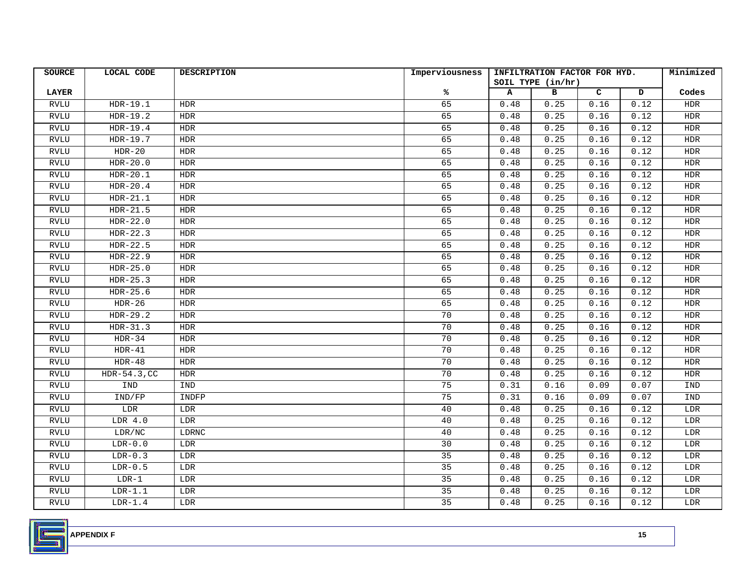| SOURCE | LOCAL CODE | DESCRIPTION | Imperviousness | INFILTRATION FACTOR FOR HYD. SOIL TYPE (in/hr) | | | | Minimized |
|---|---|---|---|---|---|---|---|---|
| LAYER | | | % | A | B | C | D | Codes |
| RVLU | HDR-19.1 | HDR | 65 | 0.48 | 0.25 | 0.16 | 0.12 | HDR |
| RVLU | HDR-19.2 | HDR | 65 | 0.48 | 0.25 | 0.16 | 0.12 | HDR |
| RVLU | HDR-19.4 | HDR | 65 | 0.48 | 0.25 | 0.16 | 0.12 | HDR |
| RVLU | HDR-19.7 | HDR | 65 | 0.48 | 0.25 | 0.16 | 0.12 | HDR |
| RVLU | HDR-20 | HDR | 65 | 0.48 | 0.25 | 0.16 | 0.12 | HDR |
| RVLU | HDR-20.0 | HDR | 65 | 0.48 | 0.25 | 0.16 | 0.12 | HDR |
| RVLU | HDR-20.1 | HDR | 65 | 0.48 | 0.25 | 0.16 | 0.12 | HDR |
| RVLU | HDR-20.4 | HDR | 65 | 0.48 | 0.25 | 0.16 | 0.12 | HDR |
| RVLU | HDR-21.1 | HDR | 65 | 0.48 | 0.25 | 0.16 | 0.12 | HDR |
| RVLU | HDR-21.5 | HDR | 65 | 0.48 | 0.25 | 0.16 | 0.12 | HDR |
| RVLU | HDR-22.0 | HDR | 65 | 0.48 | 0.25 | 0.16 | 0.12 | HDR |
| RVLU | HDR-22.3 | HDR | 65 | 0.48 | 0.25 | 0.16 | 0.12 | HDR |
| RVLU | HDR-22.5 | HDR | 65 | 0.48 | 0.25 | 0.16 | 0.12 | HDR |
| RVLU | HDR-22.9 | HDR | 65 | 0.48 | 0.25 | 0.16 | 0.12 | HDR |
| RVLU | HDR-25.0 | HDR | 65 | 0.48 | 0.25 | 0.16 | 0.12 | HDR |
| RVLU | HDR-25.3 | HDR | 65 | 0.48 | 0.25 | 0.16 | 0.12 | HDR |
| RVLU | HDR-25.6 | HDR | 65 | 0.48 | 0.25 | 0.16 | 0.12 | HDR |
| RVLU | HDR-26 | HDR | 65 | 0.48 | 0.25 | 0.16 | 0.12 | HDR |
| RVLU | HDR-29.2 | HDR | 70 | 0.48 | 0.25 | 0.16 | 0.12 | HDR |
| RVLU | HDR-31.3 | HDR | 70 | 0.48 | 0.25 | 0.16 | 0.12 | HDR |
| RVLU | HDR-34 | HDR | 70 | 0.48 | 0.25 | 0.16 | 0.12 | HDR |
| RVLU | HDR-41 | HDR | 70 | 0.48 | 0.25 | 0.16 | 0.12 | HDR |
| RVLU | HDR-48 | HDR | 70 | 0.48 | 0.25 | 0.16 | 0.12 | HDR |
| RVLU | HDR-54.3,CC | HDR | 70 | 0.48 | 0.25 | 0.16 | 0.12 | HDR |
| RVLU | IND | IND | 75 | 0.31 | 0.16 | 0.09 | 0.07 | IND |
| RVLU | IND/FP | INDFP | 75 | 0.31 | 0.16 | 0.09 | 0.07 | IND |
| RVLU | LDR | LDR | 40 | 0.48 | 0.25 | 0.16 | 0.12 | LDR |
| RVLU | LDR 4.0 | LDR | 40 | 0.48 | 0.25 | 0.16 | 0.12 | LDR |
| RVLU | LDR/NC | LDRNC | 40 | 0.48 | 0.25 | 0.16 | 0.12 | LDR |
| RVLU | LDR-0.0 | LDR | 30 | 0.48 | 0.25 | 0.16 | 0.12 | LDR |
| RVLU | LDR-0.3 | LDR | 35 | 0.48 | 0.25 | 0.16 | 0.12 | LDR |
| RVLU | LDR-0.5 | LDR | 35 | 0.48 | 0.25 | 0.16 | 0.12 | LDR |
| RVLU | LDR-1 | LDR | 35 | 0.48 | 0.25 | 0.16 | 0.12 | LDR |
| RVLU | LDR-1.1 | LDR | 35 | 0.48 | 0.25 | 0.16 | 0.12 | LDR |
| RVLU | LDR-1.4 | LDR | 35 | 0.48 | 0.25 | 0.16 | 0.12 | LDR |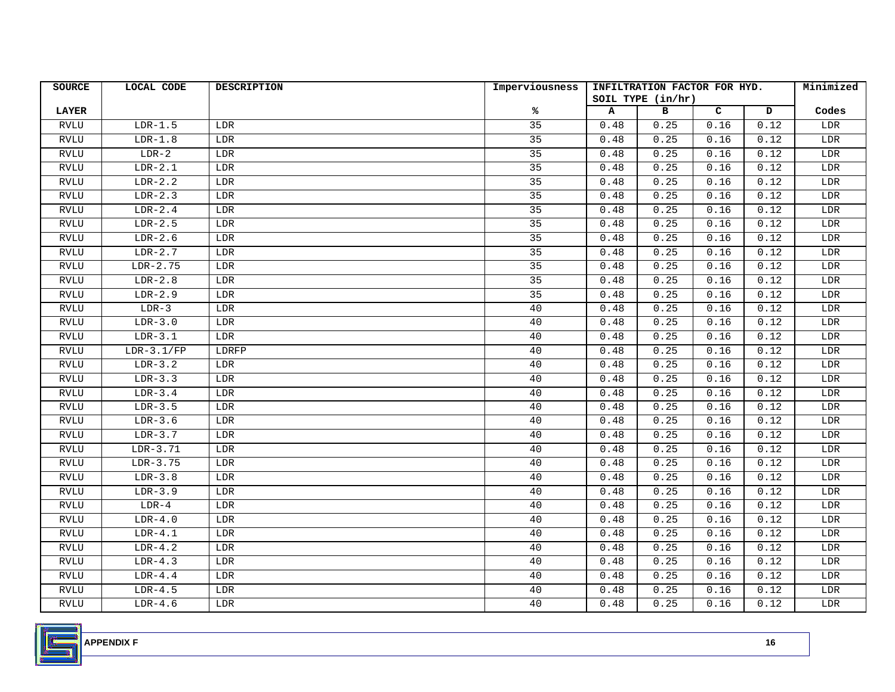| SOURCE | LOCAL CODE | DESCRIPTION | Imperviousness | INFILTRATION FACTOR FOR HYD. SOIL TYPE (in/hr) | | | | Minimized |
|---|---|---|---|---|---|---|---|---|
| LAYER | | | % | A | B | C | D | Codes |
| RVLU | LDR-1.5 | LDR | 35 | 0.48 | 0.25 | 0.16 | 0.12 | LDR |
| RVLU | LDR-1.8 | LDR | 35 | 0.48 | 0.25 | 0.16 | 0.12 | LDR |
| RVLU | LDR-2 | LDR | 35 | 0.48 | 0.25 | 0.16 | 0.12 | LDR |
| RVLU | LDR-2.1 | LDR | 35 | 0.48 | 0.25 | 0.16 | 0.12 | LDR |
| RVLU | LDR-2.2 | LDR | 35 | 0.48 | 0.25 | 0.16 | 0.12 | LDR |
| RVLU | LDR-2.3 | LDR | 35 | 0.48 | 0.25 | 0.16 | 0.12 | LDR |
| RVLU | LDR-2.4 | LDR | 35 | 0.48 | 0.25 | 0.16 | 0.12 | LDR |
| RVLU | LDR-2.5 | LDR | 35 | 0.48 | 0.25 | 0.16 | 0.12 | LDR |
| RVLU | LDR-2.6 | LDR | 35 | 0.48 | 0.25 | 0.16 | 0.12 | LDR |
| RVLU | LDR-2.7 | LDR | 35 | 0.48 | 0.25 | 0.16 | 0.12 | LDR |
| RVLU | LDR-2.75 | LDR | 35 | 0.48 | 0.25 | 0.16 | 0.12 | LDR |
| RVLU | LDR-2.8 | LDR | 35 | 0.48 | 0.25 | 0.16 | 0.12 | LDR |
| RVLU | LDR-2.9 | LDR | 35 | 0.48 | 0.25 | 0.16 | 0.12 | LDR |
| RVLU | LDR-3 | LDR | 40 | 0.48 | 0.25 | 0.16 | 0.12 | LDR |
| RVLU | LDR-3.0 | LDR | 40 | 0.48 | 0.25 | 0.16 | 0.12 | LDR |
| RVLU | LDR-3.1 | LDR | 40 | 0.48 | 0.25 | 0.16 | 0.12 | LDR |
| RVLU | LDR-3.1/FP | LDRFP | 40 | 0.48 | 0.25 | 0.16 | 0.12 | LDR |
| RVLU | LDR-3.2 | LDR | 40 | 0.48 | 0.25 | 0.16 | 0.12 | LDR |
| RVLU | LDR-3.3 | LDR | 40 | 0.48 | 0.25 | 0.16 | 0.12 | LDR |
| RVLU | LDR-3.4 | LDR | 40 | 0.48 | 0.25 | 0.16 | 0.12 | LDR |
| RVLU | LDR-3.5 | LDR | 40 | 0.48 | 0.25 | 0.16 | 0.12 | LDR |
| RVLU | LDR-3.6 | LDR | 40 | 0.48 | 0.25 | 0.16 | 0.12 | LDR |
| RVLU | LDR-3.7 | LDR | 40 | 0.48 | 0.25 | 0.16 | 0.12 | LDR |
| RVLU | LDR-3.71 | LDR | 40 | 0.48 | 0.25 | 0.16 | 0.12 | LDR |
| RVLU | LDR-3.75 | LDR | 40 | 0.48 | 0.25 | 0.16 | 0.12 | LDR |
| RVLU | LDR-3.8 | LDR | 40 | 0.48 | 0.25 | 0.16 | 0.12 | LDR |
| RVLU | LDR-3.9 | LDR | 40 | 0.48 | 0.25 | 0.16 | 0.12 | LDR |
| RVLU | LDR-4 | LDR | 40 | 0.48 | 0.25 | 0.16 | 0.12 | LDR |
| RVLU | LDR-4.0 | LDR | 40 | 0.48 | 0.25 | 0.16 | 0.12 | LDR |
| RVLU | LDR-4.1 | LDR | 40 | 0.48 | 0.25 | 0.16 | 0.12 | LDR |
| RVLU | LDR-4.2 | LDR | 40 | 0.48 | 0.25 | 0.16 | 0.12 | LDR |
| RVLU | LDR-4.3 | LDR | 40 | 0.48 | 0.25 | 0.16 | 0.12 | LDR |
| RVLU | LDR-4.4 | LDR | 40 | 0.48 | 0.25 | 0.16 | 0.12 | LDR |
| RVLU | LDR-4.5 | LDR | 40 | 0.48 | 0.25 | 0.16 | 0.12 | LDR |
| RVLU | LDR-4.6 | LDR | 40 | 0.48 | 0.25 | 0.16 | 0.12 | LDR |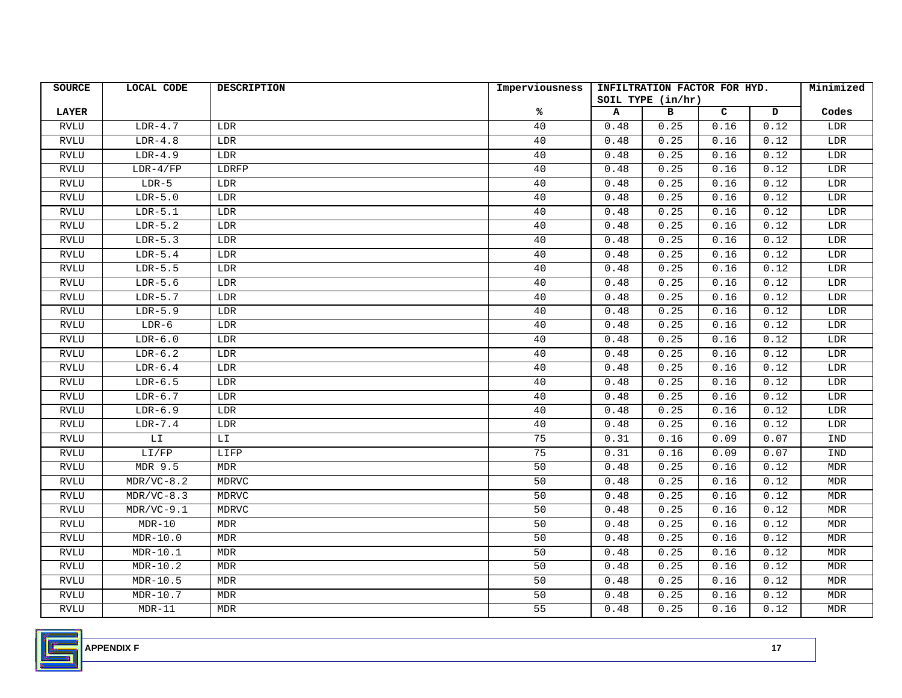| SOURCE LAYER | LOCAL CODE | DESCRIPTION | Imperviousness % | INFILTRATION FACTOR FOR HYD. SOIL TYPE (in/hr) | | | | Minimized Codes |
|---|---|---|---|---|---|---|---|---|
| | | | | A | B | C | D | |
| RVLU | LDR-4.7 | LDR | 40 | 0.48 | 0.25 | 0.16 | 0.12 | LDR |
| RVLU | LDR-4.8 | LDR | 40 | 0.48 | 0.25 | 0.16 | 0.12 | LDR |
| RVLU | LDR-4.9 | LDR | 40 | 0.48 | 0.25 | 0.16 | 0.12 | LDR |
| RVLU | LDR-4/FP | LDRFP | 40 | 0.48 | 0.25 | 0.16 | 0.12 | LDR |
| RVLU | LDR-5 | LDR | 40 | 0.48 | 0.25 | 0.16 | 0.12 | LDR |
| RVLU | LDR-5.0 | LDR | 40 | 0.48 | 0.25 | 0.16 | 0.12 | LDR |
| RVLU | LDR-5.1 | LDR | 40 | 0.48 | 0.25 | 0.16 | 0.12 | LDR |
| RVLU | LDR-5.2 | LDR | 40 | 0.48 | 0.25 | 0.16 | 0.12 | LDR |
| RVLU | LDR-5.3 | LDR | 40 | 0.48 | 0.25 | 0.16 | 0.12 | LDR |
| RVLU | LDR-5.4 | LDR | 40 | 0.48 | 0.25 | 0.16 | 0.12 | LDR |
| RVLU | LDR-5.5 | LDR | 40 | 0.48 | 0.25 | 0.16 | 0.12 | LDR |
| RVLU | LDR-5.6 | LDR | 40 | 0.48 | 0.25 | 0.16 | 0.12 | LDR |
| RVLU | LDR-5.7 | LDR | 40 | 0.48 | 0.25 | 0.16 | 0.12 | LDR |
| RVLU | LDR-5.9 | LDR | 40 | 0.48 | 0.25 | 0.16 | 0.12 | LDR |
| RVLU | LDR-6 | LDR | 40 | 0.48 | 0.25 | 0.16 | 0.12 | LDR |
| RVLU | LDR-6.0 | LDR | 40 | 0.48 | 0.25 | 0.16 | 0.12 | LDR |
| RVLU | LDR-6.2 | LDR | 40 | 0.48 | 0.25 | 0.16 | 0.12 | LDR |
| RVLU | LDR-6.4 | LDR | 40 | 0.48 | 0.25 | 0.16 | 0.12 | LDR |
| RVLU | LDR-6.5 | LDR | 40 | 0.48 | 0.25 | 0.16 | 0.12 | LDR |
| RVLU | LDR-6.7 | LDR | 40 | 0.48 | 0.25 | 0.16 | 0.12 | LDR |
| RVLU | LDR-6.9 | LDR | 40 | 0.48 | 0.25 | 0.16 | 0.12 | LDR |
| RVLU | LDR-7.4 | LDR | 40 | 0.48 | 0.25 | 0.16 | 0.12 | LDR |
| RVLU | LI | LI | 75 | 0.31 | 0.16 | 0.09 | 0.07 | IND |
| RVLU | LI/FP | LIFP | 75 | 0.31 | 0.16 | 0.09 | 0.07 | IND |
| RVLU | MDR 9.5 | MDR | 50 | 0.48 | 0.25 | 0.16 | 0.12 | MDR |
| RVLU | MDR/VC-8.2 | MDRVC | 50 | 0.48 | 0.25 | 0.16 | 0.12 | MDR |
| RVLU | MDR/VC-8.3 | MDRVC | 50 | 0.48 | 0.25 | 0.16 | 0.12 | MDR |
| RVLU | MDR/VC-9.1 | MDRVC | 50 | 0.48 | 0.25 | 0.16 | 0.12 | MDR |
| RVLU | MDR-10 | MDR | 50 | 0.48 | 0.25 | 0.16 | 0.12 | MDR |
| RVLU | MDR-10.0 | MDR | 50 | 0.48 | 0.25 | 0.16 | 0.12 | MDR |
| RVLU | MDR-10.1 | MDR | 50 | 0.48 | 0.25 | 0.16 | 0.12 | MDR |
| RVLU | MDR-10.2 | MDR | 50 | 0.48 | 0.25 | 0.16 | 0.12 | MDR |
| RVLU | MDR-10.5 | MDR | 50 | 0.48 | 0.25 | 0.16 | 0.12 | MDR |
| RVLU | MDR-10.7 | MDR | 50 | 0.48 | 0.25 | 0.16 | 0.12 | MDR |
| RVLU | MDR-11 | MDR | 55 | 0.48 | 0.25 | 0.16 | 0.12 | MDR |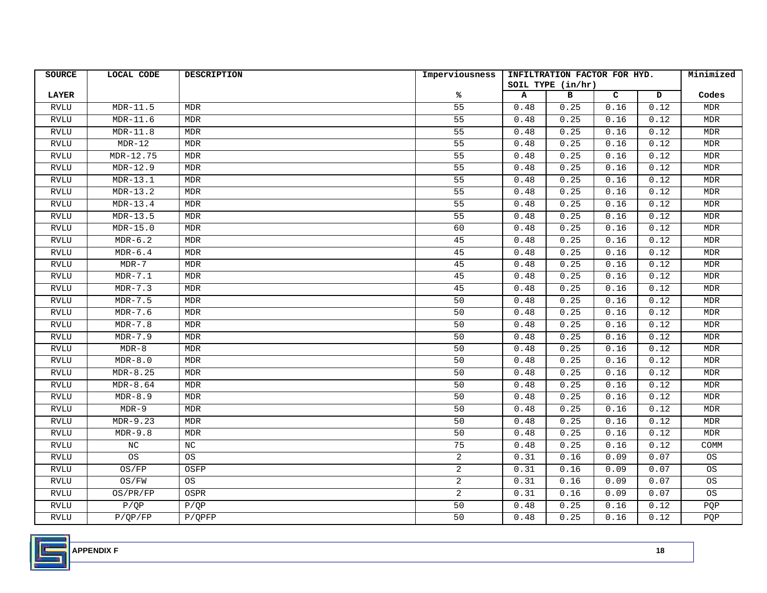| SOURCE LAYER | LOCAL CODE | DESCRIPTION | Imperviousness % | INFILTRATION FACTOR FOR HYD. SOIL TYPE (in/hr) | | | | Minimized Codes |
|---|---|---|---|---|---|---|---|---|
| | | | | A | B | C | D | |
| RVLU | MDR-11.5 | MDR | 55 | 0.48 | 0.25 | 0.16 | 0.12 | MDR |
| RVLU | MDR-11.6 | MDR | 55 | 0.48 | 0.25 | 0.16 | 0.12 | MDR |
| RVLU | MDR-11.8 | MDR | 55 | 0.48 | 0.25 | 0.16 | 0.12 | MDR |
| RVLU | MDR-12 | MDR | 55 | 0.48 | 0.25 | 0.16 | 0.12 | MDR |
| RVLU | MDR-12.75 | MDR | 55 | 0.48 | 0.25 | 0.16 | 0.12 | MDR |
| RVLU | MDR-12.9 | MDR | 55 | 0.48 | 0.25 | 0.16 | 0.12 | MDR |
| RVLU | MDR-13.1 | MDR | 55 | 0.48 | 0.25 | 0.16 | 0.12 | MDR |
| RVLU | MDR-13.2 | MDR | 55 | 0.48 | 0.25 | 0.16 | 0.12 | MDR |
| RVLU | MDR-13.4 | MDR | 55 | 0.48 | 0.25 | 0.16 | 0.12 | MDR |
| RVLU | MDR-13.5 | MDR | 55 | 0.48 | 0.25 | 0.16 | 0.12 | MDR |
| RVLU | MDR-15.0 | MDR | 60 | 0.48 | 0.25 | 0.16 | 0.12 | MDR |
| RVLU | MDR-6.2 | MDR | 45 | 0.48 | 0.25 | 0.16 | 0.12 | MDR |
| RVLU | MDR-6.4 | MDR | 45 | 0.48 | 0.25 | 0.16 | 0.12 | MDR |
| RVLU | MDR-7 | MDR | 45 | 0.48 | 0.25 | 0.16 | 0.12 | MDR |
| RVLU | MDR-7.1 | MDR | 45 | 0.48 | 0.25 | 0.16 | 0.12 | MDR |
| RVLU | MDR-7.3 | MDR | 45 | 0.48 | 0.25 | 0.16 | 0.12 | MDR |
| RVLU | MDR-7.5 | MDR | 50 | 0.48 | 0.25 | 0.16 | 0.12 | MDR |
| RVLU | MDR-7.6 | MDR | 50 | 0.48 | 0.25 | 0.16 | 0.12 | MDR |
| RVLU | MDR-7.8 | MDR | 50 | 0.48 | 0.25 | 0.16 | 0.12 | MDR |
| RVLU | MDR-7.9 | MDR | 50 | 0.48 | 0.25 | 0.16 | 0.12 | MDR |
| RVLU | MDR-8 | MDR | 50 | 0.48 | 0.25 | 0.16 | 0.12 | MDR |
| RVLU | MDR-8.0 | MDR | 50 | 0.48 | 0.25 | 0.16 | 0.12 | MDR |
| RVLU | MDR-8.25 | MDR | 50 | 0.48 | 0.25 | 0.16 | 0.12 | MDR |
| RVLU | MDR-8.64 | MDR | 50 | 0.48 | 0.25 | 0.16 | 0.12 | MDR |
| RVLU | MDR-8.9 | MDR | 50 | 0.48 | 0.25 | 0.16 | 0.12 | MDR |
| RVLU | MDR-9 | MDR | 50 | 0.48 | 0.25 | 0.16 | 0.12 | MDR |
| RVLU | MDR-9.23 | MDR | 50 | 0.48 | 0.25 | 0.16 | 0.12 | MDR |
| RVLU | MDR-9.8 | MDR | 50 | 0.48 | 0.25 | 0.16 | 0.12 | MDR |
| RVLU | NC | NC | 75 | 0.48 | 0.25 | 0.16 | 0.12 | COMM |
| RVLU | OS | OS | 2 | 0.31 | 0.16 | 0.09 | 0.07 | OS |
| RVLU | OS/FP | OSFP | 2 | 0.31 | 0.16 | 0.09 | 0.07 | OS |
| RVLU | OS/FW | OS | 2 | 0.31 | 0.16 | 0.09 | 0.07 | OS |
| RVLU | OS/PR/FP | OSPR | 2 | 0.31 | 0.16 | 0.09 | 0.07 | OS |
| RVLU | P/QP | P/QP | 50 | 0.48 | 0.25 | 0.16 | 0.12 | PQP |
| RVLU | P/QP/FP | P/QPFP | 50 | 0.48 | 0.25 | 0.16 | 0.12 | PQP |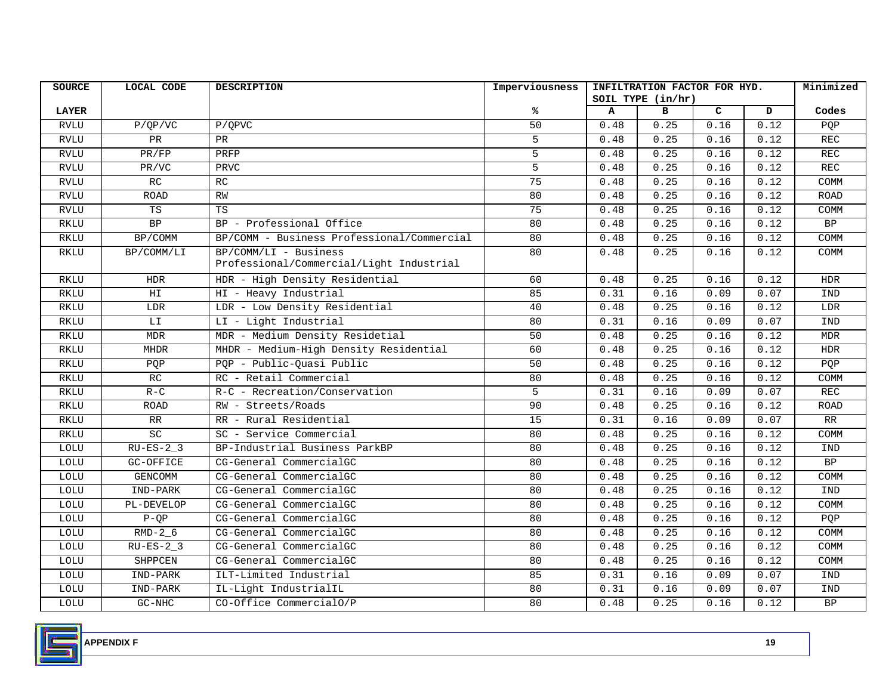| SOURCE | LOCAL CODE | DESCRIPTION | Imperviousness | INFILTRATION FACTOR FOR HYD. SOIL TYPE (in/hr) | | | | Minimized |
|---|---|---|---|---|---|---|---|---|
| LAYER | | | % | A | B | C | D | Codes |
| RVLU | P/QP/VC | P/QPVC | 50 | 0.48 | 0.25 | 0.16 | 0.12 | PQP |
| RVLU | PR | PR | 5 | 0.48 | 0.25 | 0.16 | 0.12 | REC |
| RVLU | PR/FP | PRFP | 5 | 0.48 | 0.25 | 0.16 | 0.12 | REC |
| RVLU | PR/VC | PRVC | 5 | 0.48 | 0.25 | 0.16 | 0.12 | REC |
| RVLU | RC | RC | 75 | 0.48 | 0.25 | 0.16 | 0.12 | COMM |
| RVLU | ROAD | RW | 80 | 0.48 | 0.25 | 0.16 | 0.12 | ROAD |
| RVLU | TS | TS | 75 | 0.48 | 0.25 | 0.16 | 0.12 | COMM |
| RKLU | BP | BP - Professional Office | 80 | 0.48 | 0.25 | 0.16 | 0.12 | BP |
| RKLU | BP/COMM | BP/COMM - Business Professional/Commercial | 80 | 0.48 | 0.25 | 0.16 | 0.12 | COMM |
| RKLU | BP/COMM/LI | BP/COMM/LI - Business Professional/Commercial/Light Industrial | 80 | 0.48 | 0.25 | 0.16 | 0.12 | COMM |
| RKLU | HDR | HDR - High Density Residential | 60 | 0.48 | 0.25 | 0.16 | 0.12 | HDR |
| RKLU | HI | HI - Heavy Industrial | 85 | 0.31 | 0.16 | 0.09 | 0.07 | IND |
| RKLU | LDR | LDR - Low Density Residential | 40 | 0.48 | 0.25 | 0.16 | 0.12 | LDR |
| RKLU | LI | LI - Light Industrial | 80 | 0.31 | 0.16 | 0.09 | 0.07 | IND |
| RKLU | MDR | MDR - Medium Density Residetial | 50 | 0.48 | 0.25 | 0.16 | 0.12 | MDR |
| RKLU | MHDR | MHDR - Medium-High Density Residential | 60 | 0.48 | 0.25 | 0.16 | 0.12 | HDR |
| RKLU | PQP | PQP - Public-Quasi Public | 50 | 0.48 | 0.25 | 0.16 | 0.12 | PQP |
| RKLU | RC | RC - Retail Commercial | 80 | 0.48 | 0.25 | 0.16 | 0.12 | COMM |
| RKLU | R-C | R-C - Recreation/Conservation | 5 | 0.31 | 0.16 | 0.09 | 0.07 | REC |
| RKLU | ROAD | RW - Streets/Roads | 90 | 0.48 | 0.25 | 0.16 | 0.12 | ROAD |
| RKLU | RR | RR - Rural Residential | 15 | 0.31 | 0.16 | 0.09 | 0.07 | RR |
| RKLU | SC | SC - Service Commercial | 80 | 0.48 | 0.25 | 0.16 | 0.12 | COMM |
| LOLU | RU-ES-2_3 | BP-Industrial Business ParkBP | 80 | 0.48 | 0.25 | 0.16 | 0.12 | IND |
| LOLU | GC-OFFICE | CG-General CommercialGC | 80 | 0.48 | 0.25 | 0.16 | 0.12 | BP |
| LOLU | GENCOMM | CG-General CommercialGC | 80 | 0.48 | 0.25 | 0.16 | 0.12 | COMM |
| LOLU | IND-PARK | CG-General CommercialGC | 80 | 0.48 | 0.25 | 0.16 | 0.12 | IND |
| LOLU | PL-DEVELOP | CG-General CommercialGC | 80 | 0.48 | 0.25 | 0.16 | 0.12 | COMM |
| LOLU | P-QP | CG-General CommercialGC | 80 | 0.48 | 0.25 | 0.16 | 0.12 | PQP |
| LOLU | RMD-2_6 | CG-General CommercialGC | 80 | 0.48 | 0.25 | 0.16 | 0.12 | COMM |
| LOLU | RU-ES-2_3 | CG-General CommercialGC | 80 | 0.48 | 0.25 | 0.16 | 0.12 | COMM |
| LOLU | SHPPCEN | CG-General CommercialGC | 80 | 0.48 | 0.25 | 0.16 | 0.12 | COMM |
| LOLU | IND-PARK | ILT-Limited Industrial | 85 | 0.31 | 0.16 | 0.09 | 0.07 | IND |
| LOLU | IND-PARK | IL-Light IndustrialIL | 80 | 0.31 | 0.16 | 0.09 | 0.07 | IND |
| LOLU | GC-NHC | CO-Office CommercialO/P | 80 | 0.48 | 0.25 | 0.16 | 0.12 | BP |

**APPENDIX F**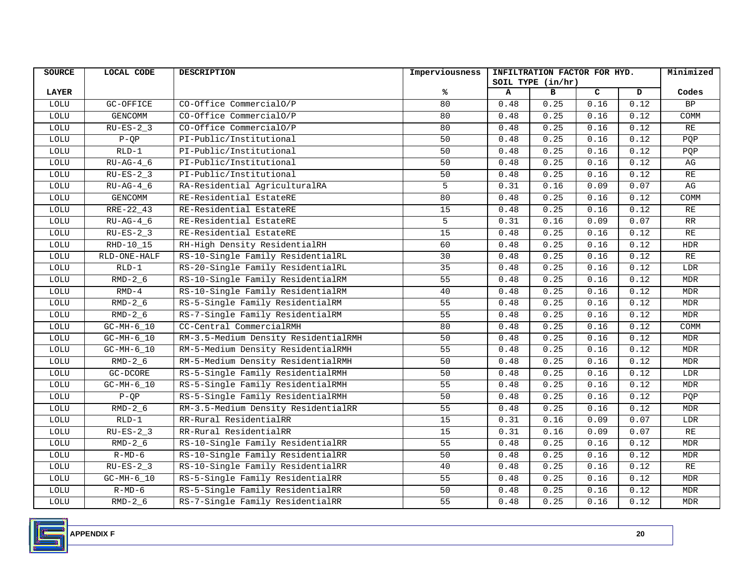| SOURCE | LOCAL CODE | DESCRIPTION | Imperviousness | INFILTRATION FACTOR FOR HYD. SOIL TYPE (in/hr) | | | | Minimized |
|---|---|---|---|---|---|---|---|---|
| LAYER | | | % | A | B | C | D | Codes |
| LOLU | GC-OFFICE | CO-Office CommercialO/P | 80 | 0.48 | 0.25 | 0.16 | 0.12 | BP |
| LOLU | GENCOMM | CO-Office CommercialO/P | 80 | 0.48 | 0.25 | 0.16 | 0.12 | COMM |
| LOLU | RU-ES-2_3 | CO-Office CommercialO/P | 80 | 0.48 | 0.25 | 0.16 | 0.12 | RE |
| LOLU | P-QP | PI-Public/Institutional | 50 | 0.48 | 0.25 | 0.16 | 0.12 | PQP |
| LOLU | RLD-1 | PI-Public/Institutional | 50 | 0.48 | 0.25 | 0.16 | 0.12 | PQP |
| LOLU | RU-AG-4_6 | PI-Public/Institutional | 50 | 0.48 | 0.25 | 0.16 | 0.12 | AG |
| LOLU | RU-ES-2_3 | PI-Public/Institutional | 50 | 0.48 | 0.25 | 0.16 | 0.12 | RE |
| LOLU | RU-AG-4_6 | RA-Residential AgriculturalRA | 5 | 0.31 | 0.16 | 0.09 | 0.07 | AG |
| LOLU | GENCOMM | RE-Residential EstateRE | 80 | 0.48 | 0.25 | 0.16 | 0.12 | COMM |
| LOLU | RRE-22_43 | RE-Residential EstateRE | 15 | 0.48 | 0.25 | 0.16 | 0.12 | RE |
| LOLU | RU-AG-4_6 | RE-Residential EstateRE | 5 | 0.31 | 0.16 | 0.09 | 0.07 | RR |
| LOLU | RU-ES-2_3 | RE-Residential EstateRE | 15 | 0.48 | 0.25 | 0.16 | 0.12 | RE |
| LOLU | RHD-10_15 | RH-High Density ResidentialRH | 60 | 0.48 | 0.25 | 0.16 | 0.12 | HDR |
| LOLU | RLD-ONE-HALF | RS-10-Single Family ResidentialRL | 30 | 0.48 | 0.25 | 0.16 | 0.12 | RE |
| LOLU | RLD-1 | RS-20-Single Family ResidentialRL | 35 | 0.48 | 0.25 | 0.16 | 0.12 | LDR |
| LOLU | RMD-2_6 | RS-10-Single Family ResidentialRM | 55 | 0.48 | 0.25 | 0.16 | 0.12 | MDR |
| LOLU | RMD-4 | RS-10-Single Family ResidentialRM | 40 | 0.48 | 0.25 | 0.16 | 0.12 | MDR |
| LOLU | RMD-2_6 | RS-5-Single Family ResidentialRM | 55 | 0.48 | 0.25 | 0.16 | 0.12 | MDR |
| LOLU | RMD-2_6 | RS-7-Single Family ResidentialRM | 55 | 0.48 | 0.25 | 0.16 | 0.12 | MDR |
| LOLU | GC-MH-6_10 | CC-Central CommercialRMH | 80 | 0.48 | 0.25 | 0.16 | 0.12 | COMM |
| LOLU | GC-MH-6_10 | RM-3.5-Medium Density ResidentialRMH | 50 | 0.48 | 0.25 | 0.16 | 0.12 | MDR |
| LOLU | GC-MH-6_10 | RM-5-Medium Density ResidentialRMH | 55 | 0.48 | 0.25 | 0.16 | 0.12 | MDR |
| LOLU | RMD-2_6 | RM-5-Medium Density ResidentialRMH | 50 | 0.48 | 0.25 | 0.16 | 0.12 | MDR |
| LOLU | GC-DCORE | RS-5-Single Family ResidentialRMH | 50 | 0.48 | 0.25 | 0.16 | 0.12 | LDR |
| LOLU | GC-MH-6_10 | RS-5-Single Family ResidentialRMH | 55 | 0.48 | 0.25 | 0.16 | 0.12 | MDR |
| LOLU | P-QP | RS-5-Single Family ResidentialRMH | 50 | 0.48 | 0.25 | 0.16 | 0.12 | PQP |
| LOLU | RMD-2_6 | RM-3.5-Medium Density ResidentialRR | 55 | 0.48 | 0.25 | 0.16 | 0.12 | MDR |
| LOLU | RLD-1 | RR-Rural ResidentialRR | 15 | 0.31 | 0.16 | 0.09 | 0.07 | LDR |
| LOLU | RU-ES-2_3 | RR-Rural ResidentialRR | 15 | 0.31 | 0.16 | 0.09 | 0.07 | RE |
| LOLU | RMD-2_6 | RS-10-Single Family ResidentialRR | 55 | 0.48 | 0.25 | 0.16 | 0.12 | MDR |
| LOLU | R-MD-6 | RS-10-Single Family ResidentialRR | 50 | 0.48 | 0.25 | 0.16 | 0.12 | MDR |
| LOLU | RU-ES-2_3 | RS-10-Single Family ResidentialRR | 40 | 0.48 | 0.25 | 0.16 | 0.12 | RE |
| LOLU | GC-MH-6_10 | RS-5-Single Family ResidentialRR | 55 | 0.48 | 0.25 | 0.16 | 0.12 | MDR |
| LOLU | R-MD-6 | RS-5-Single Family ResidentialRR | 50 | 0.48 | 0.25 | 0.16 | 0.12 | MDR |
| LOLU | RMD-2_6 | RS-7-Single Family ResidentialRR | 55 | 0.48 | 0.25 | 0.16 | 0.12 | MDR |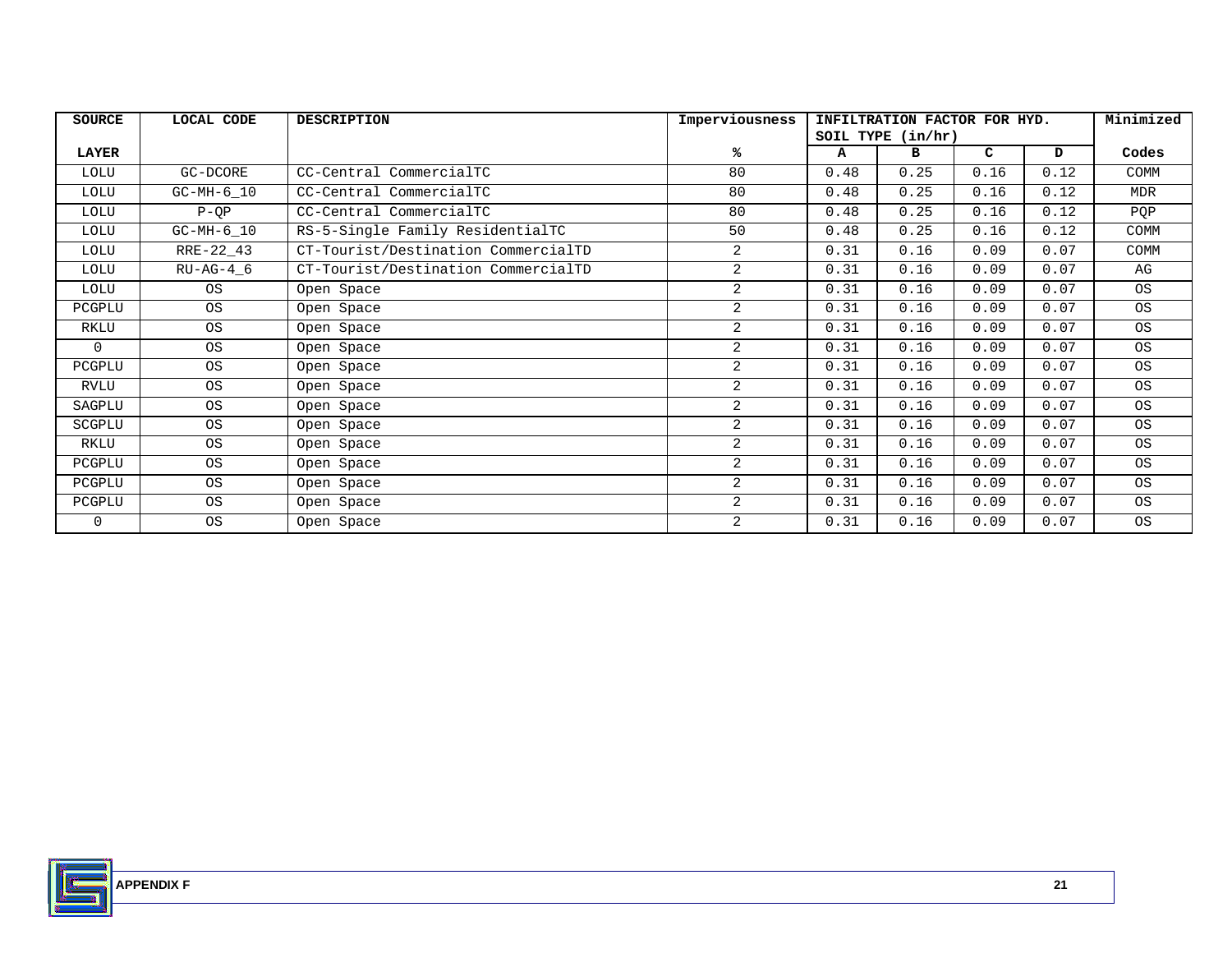| SOURCE | LOCAL CODE | DESCRIPTION | Imperviousness | INFILTRATION FACTOR FOR HYD. SOIL TYPE (in/hr) | | | | Minimized |
|---|---|---|---|---|---|---|---|---|
| LAYER | | | % | A | B | C | D | Codes |
| LOLU | GC-DCORE | CC-Central CommercialTC | 80 | 0.48 | 0.25 | 0.16 | 0.12 | COMM |
| LOLU | GC-MH-6_10 | CC-Central CommercialTC | 80 | 0.48 | 0.25 | 0.16 | 0.12 | MDR |
| LOLU | P-QP | CC-Central CommercialTC | 80 | 0.48 | 0.25 | 0.16 | 0.12 | PQP |
| LOLU | GC-MH-6_10 | RS-5-Single Family ResidentialTC | 50 | 0.48 | 0.25 | 0.16 | 0.12 | COMM |
| LOLU | RRE-22_43 | CT-Tourist/Destination CommercialTD | 2 | 0.31 | 0.16 | 0.09 | 0.07 | COMM |
| LOLU | RU-AG-4_6 | CT-Tourist/Destination CommercialTD | 2 | 0.31 | 0.16 | 0.09 | 0.07 | AG |
| LOLU | OS | Open Space | 2 | 0.31 | 0.16 | 0.09 | 0.07 | OS |
| PCGPLU | OS | Open Space | 2 | 0.31 | 0.16 | 0.09 | 0.07 | OS |
| RKLU | OS | Open Space | 2 | 0.31 | 0.16 | 0.09 | 0.07 | OS |
| 0 | OS | Open Space | 2 | 0.31 | 0.16 | 0.09 | 0.07 | OS |
| PCGPLU | OS | Open Space | 2 | 0.31 | 0.16 | 0.09 | 0.07 | OS |
| RVLU | OS | Open Space | 2 | 0.31 | 0.16 | 0.09 | 0.07 | OS |
| SAGPLU | OS | Open Space | 2 | 0.31 | 0.16 | 0.09 | 0.07 | OS |
| SCGPLU | OS | Open Space | 2 | 0.31 | 0.16 | 0.09 | 0.07 | OS |
| RKLU | OS | Open Space | 2 | 0.31 | 0.16 | 0.09 | 0.07 | OS |
| PCGPLU | OS | Open Space | 2 | 0.31 | 0.16 | 0.09 | 0.07 | OS |
| PCGPLU | OS | Open Space | 2 | 0.31 | 0.16 | 0.09 | 0.07 | OS |
| PCGPLU | OS | Open Space | 2 | 0.31 | 0.16 | 0.09 | 0.07 | OS |
| 0 | OS | Open Space | 2 | 0.31 | 0.16 | 0.09 | 0.07 | OS |